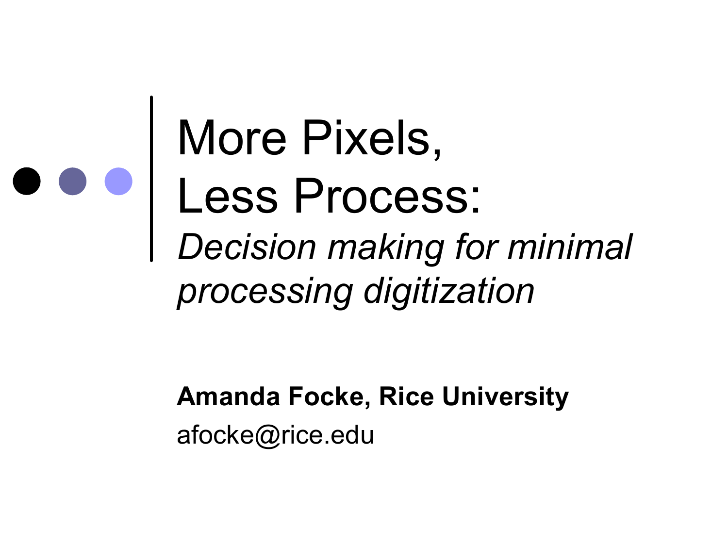# More Pixels, Less Process:

*Decision making for minimal processing digitization*

**Amanda Focke, Rice University**

afocke@rice.edu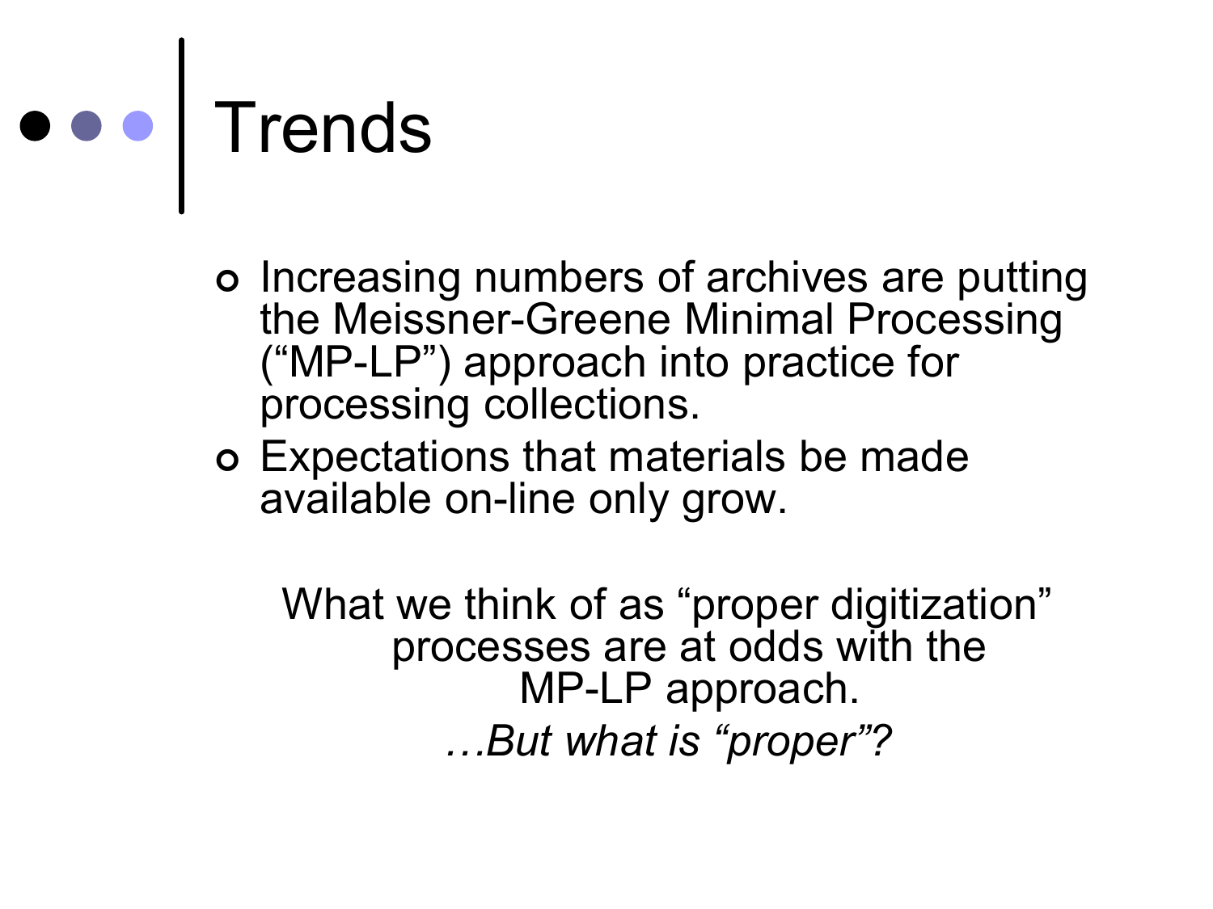# Trends

- Increasing numbers of archives are putting the Meissner-Greene Minimal Processing ("MP-LP") approach into practice for processing collections.
- Expectations that materials be made available on-line only grow.

What we think of as "proper digitization" processes are at odds with the MP-LP approach.

*…But what is "proper"?*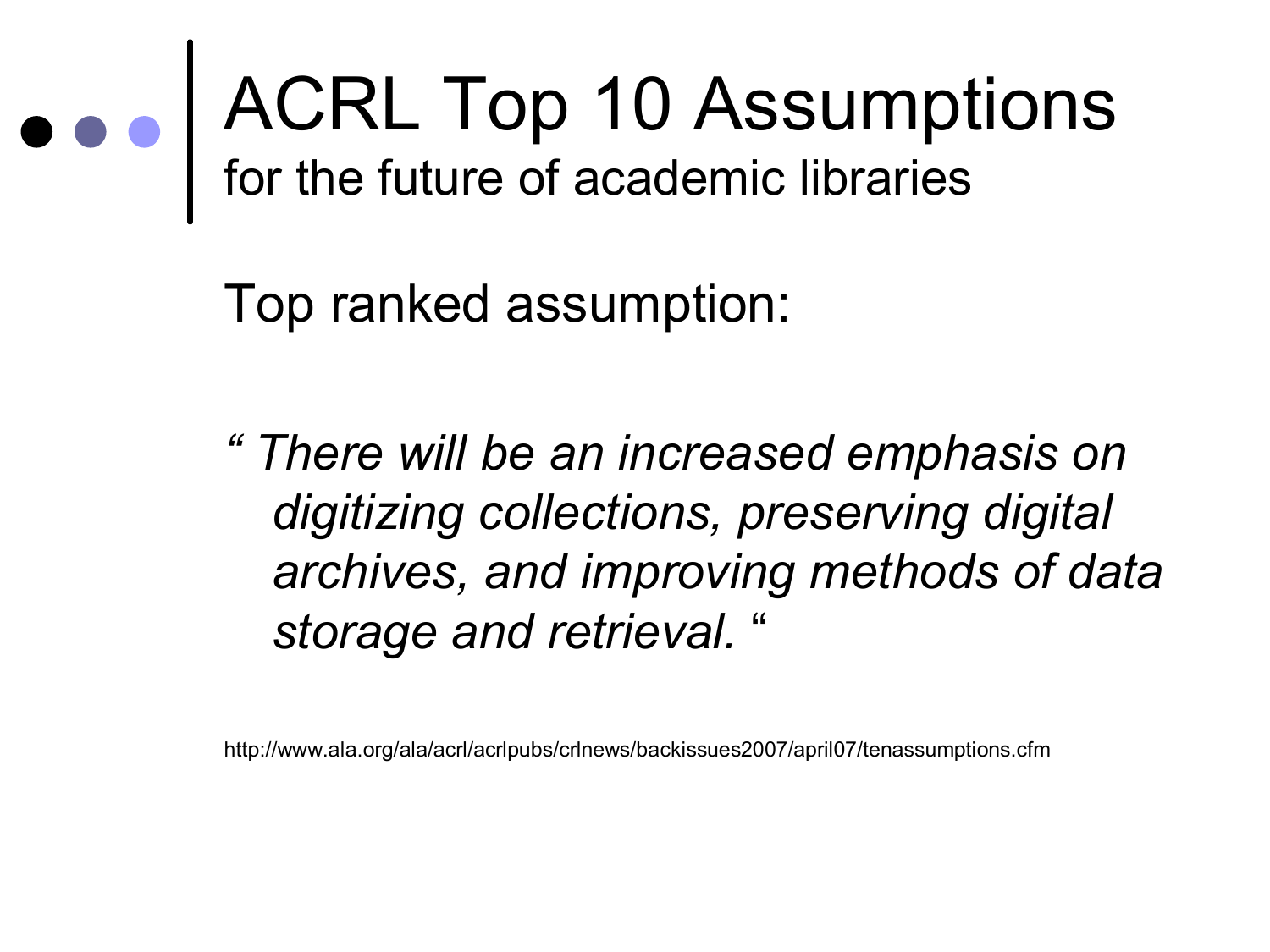# ACRL Top 10 Assumptions

## for the future of academic libraries

Top ranked assumption:

*" There will be an increased emphasis on digitizing collections, preserving digital archives, and improving methods of data storage and retrieval. "*

http://www.ala.org/ala/acrl/acrlpubs/crlnews/backissues2007/april07/tenassumptions.cfm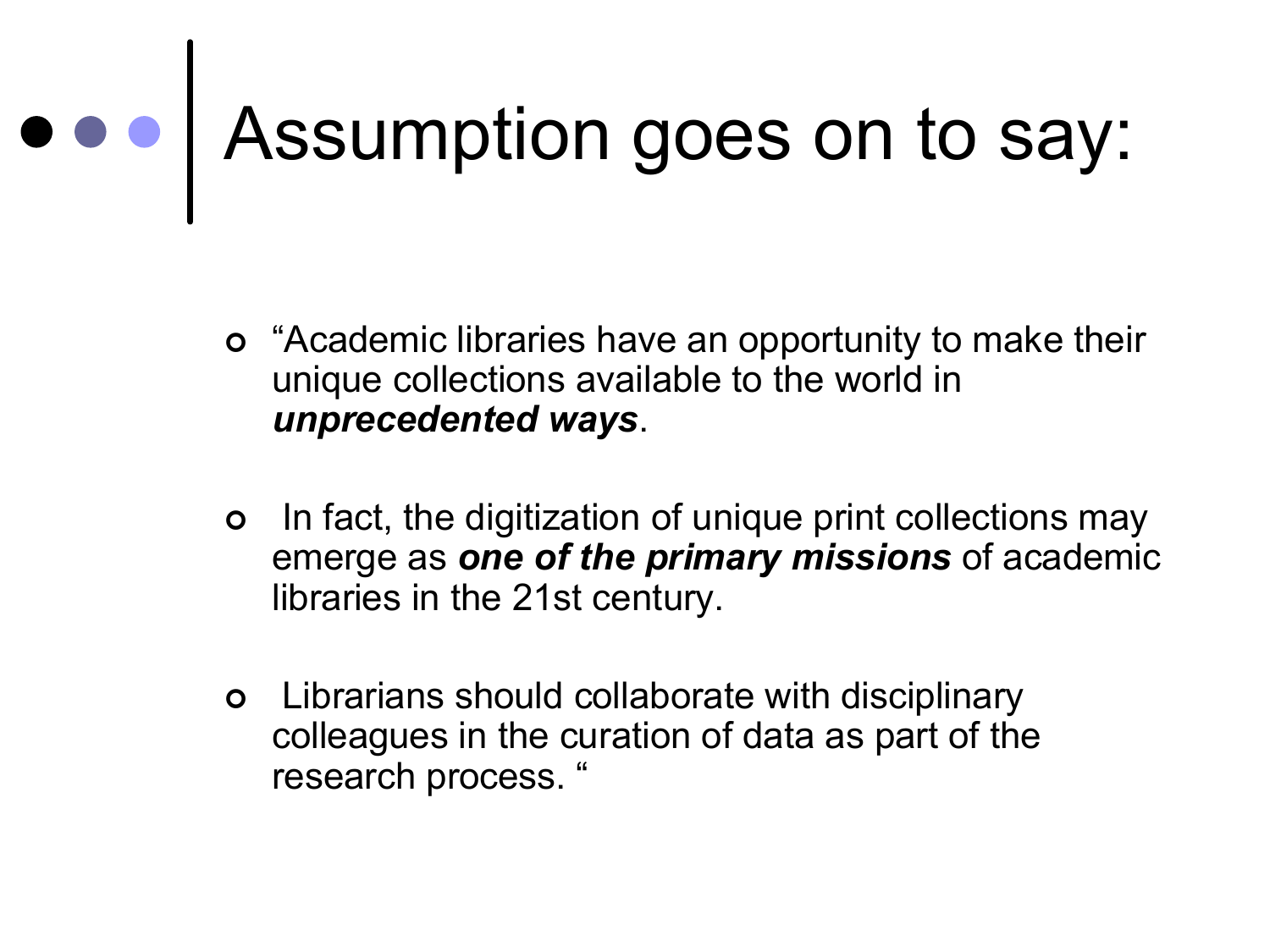# Assumption goes on to say:

- "Academic libraries have an opportunity to make their unique collections available to the world in ***unprecedented ways***.

- In fact, the digitization of unique print collections may emerge as ***one of the primary missions*** of academic libraries in the 21st century.

- Librarians should collaborate with disciplinary colleagues in the curation of data as part of the research process. "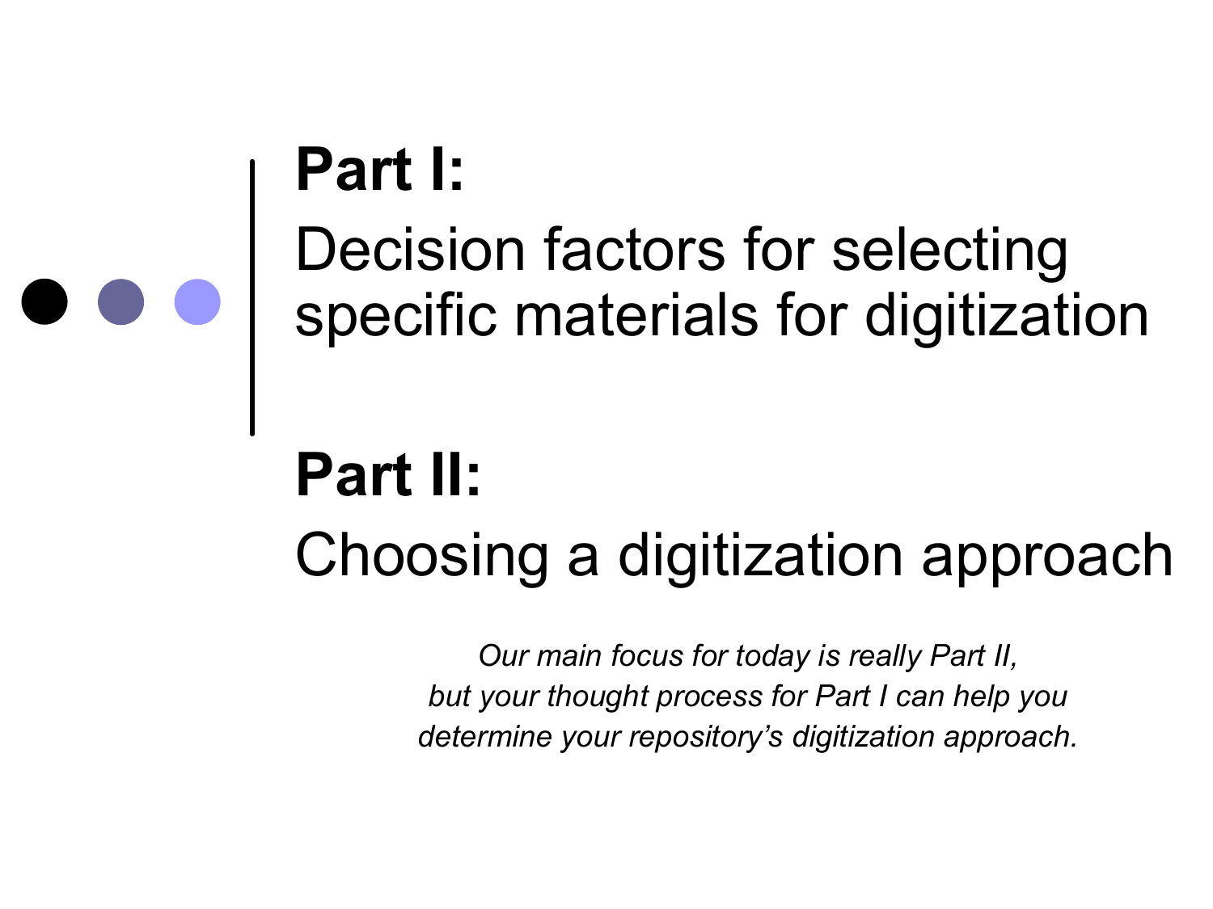## **Part I:**

Decision factors for selecting specific materials for digitization

## **Part II:**

Choosing a digitization approach

*Our main focus for today is really Part II, but your thought process for Part I can help you determine your repository's digitization approach.*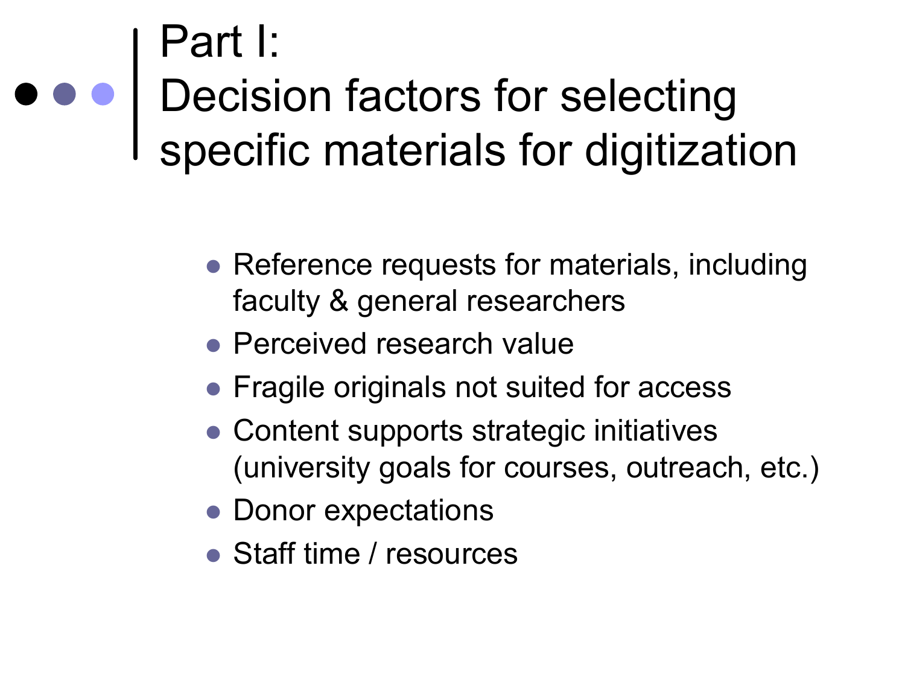# Part I: Decision factors for selecting specific materials for digitization

- Reference requests for materials, including faculty & general researchers
- Perceived research value
- Fragile originals not suited for access
- Content supports strategic initiatives (university goals for courses, outreach, etc.)
- Donor expectations
- Staff time / resources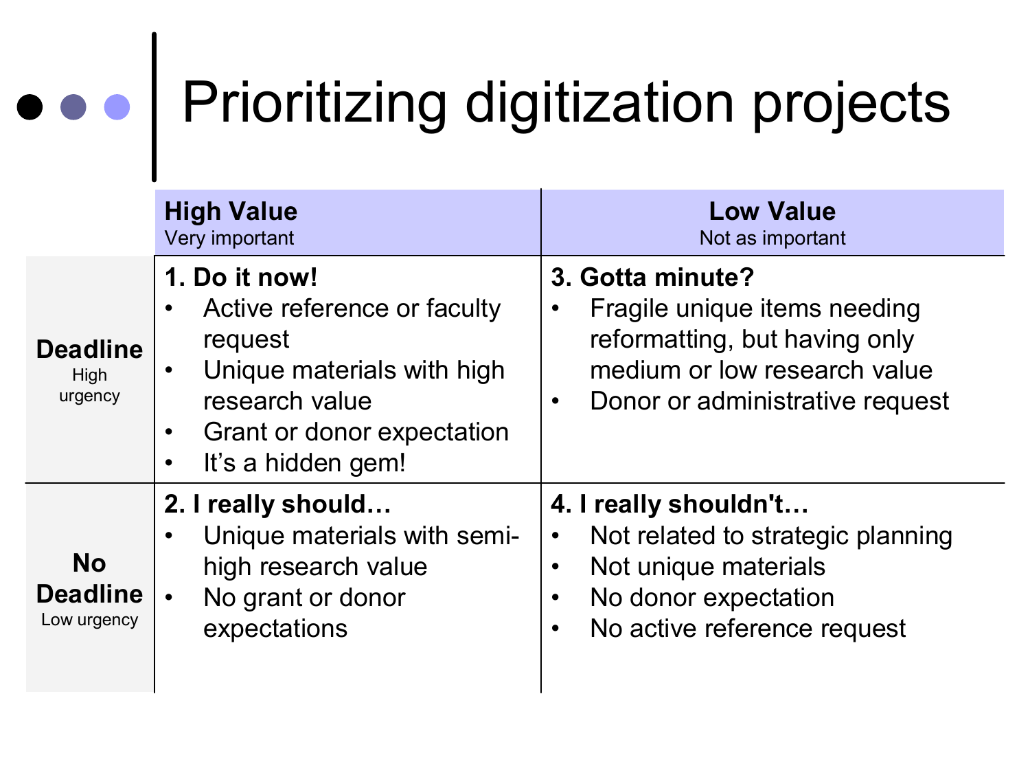# Prioritizing digitization projects

| | **High Value**<br>Very important | **Low Value**<br>Not as important |
|---|---|---|
| **Deadline**<br>High urgency | **1. Do it now!**<br>• Active reference or faculty request<br>• Unique materials with high research value<br>• Grant or donor expectation<br>• It's a hidden gem! | **3. Gotta minute?**<br>• Fragile unique items needing reformatting, but having only medium or low research value<br>• Donor or administrative request |
| **No Deadline**<br>Low urgency | **2. I really should…**<br>• Unique materials with semi-high research value<br>• No grant or donor expectations | **4. I really shouldn't…**<br>• Not related to strategic planning<br>• Not unique materials<br>• No donor expectation<br>• No active reference request |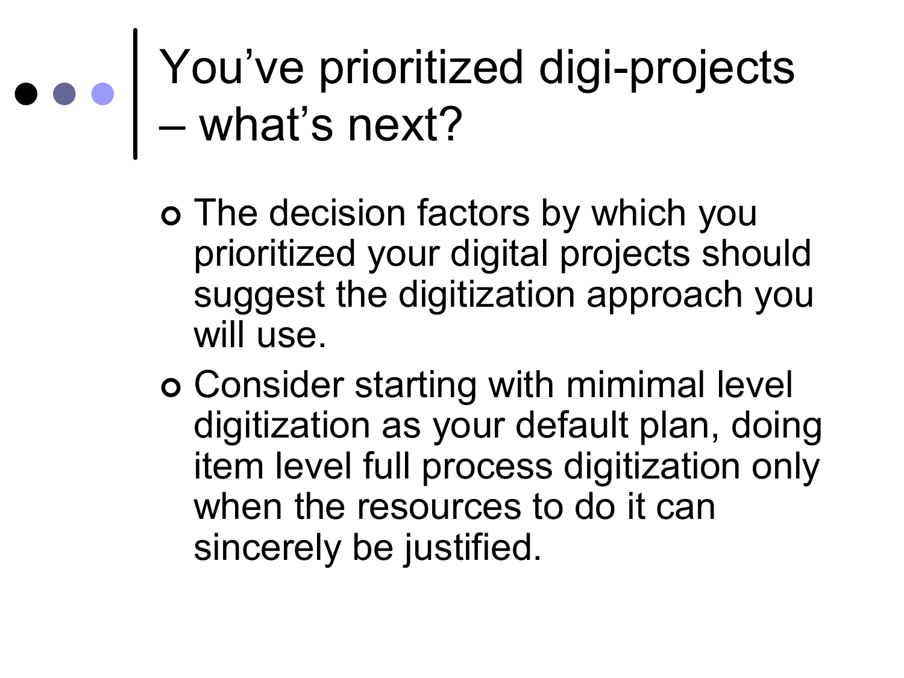# You've prioritized digi-projects – what's next?

- The decision factors by which you prioritized your digital projects should suggest the digitization approach you will use.
- Consider starting with mimimal level digitization as your default plan, doing item level full process digitization only when the resources to do it can sincerely be justified.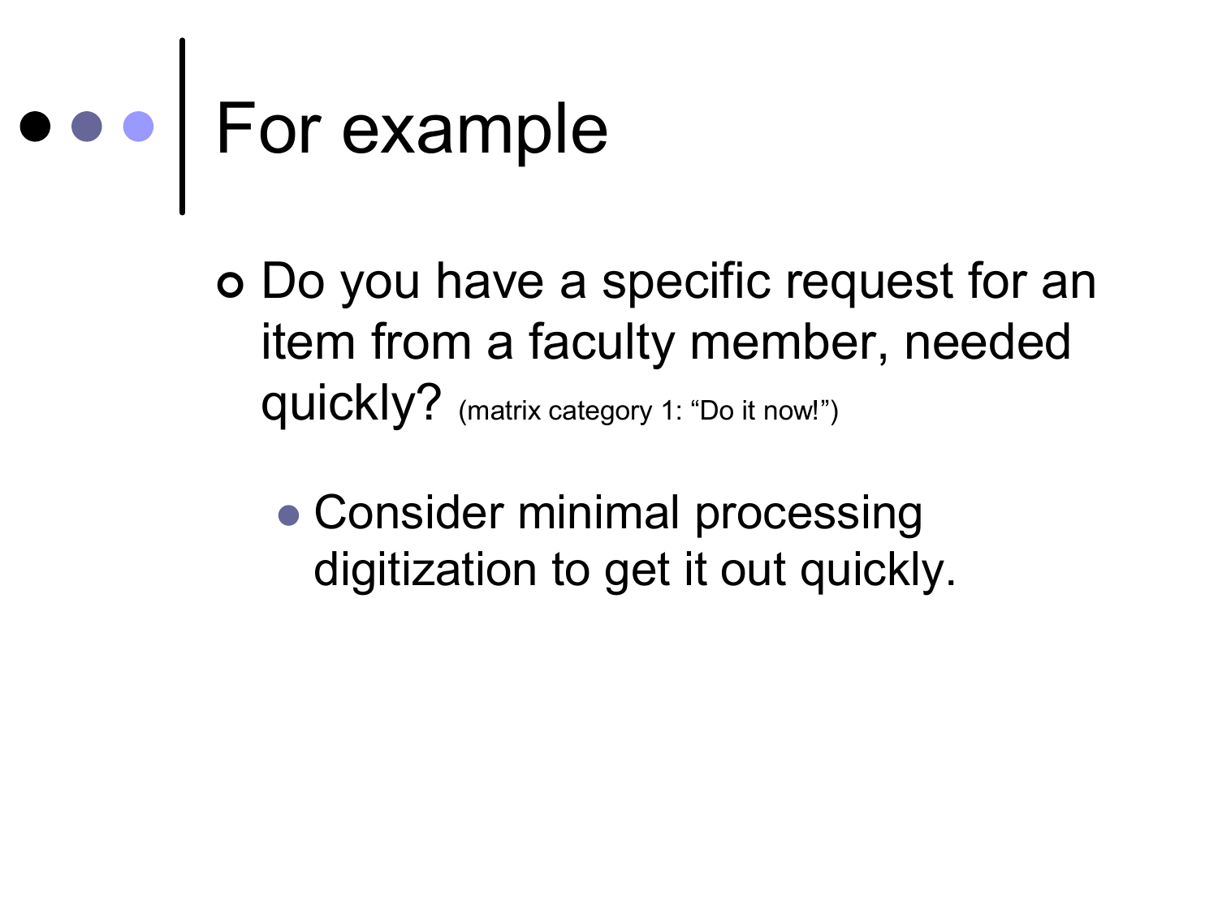# For example

- Do you have a specific request for an item from a faculty member, needed quickly? (matrix category 1: “Do it now!”)
  - Consider minimal processing digitization to get it out quickly.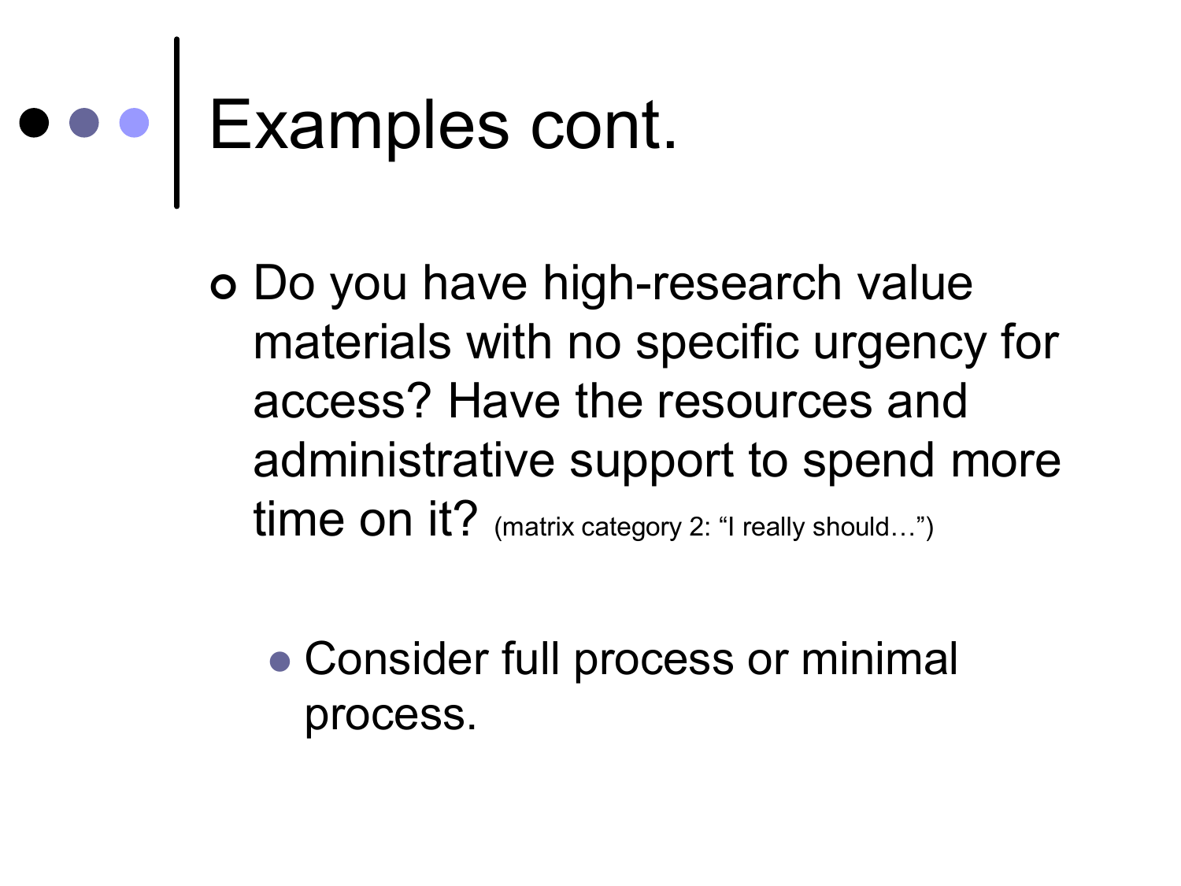# Examples cont.

- Do you have high-research value materials with no specific urgency for access? Have the resources and administrative support to spend more time on it? (matrix category 2: “I really should…”)
  - Consider full process or minimal process.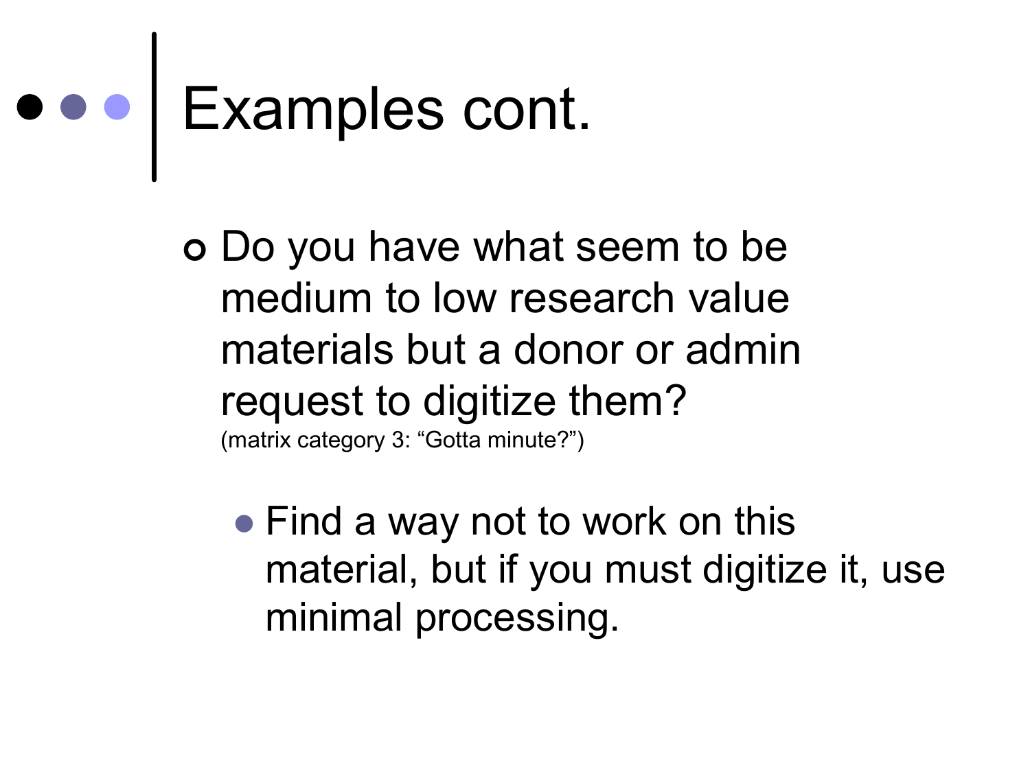# Examples cont.

- Do you have what seem to be medium to low research value materials but a donor or admin request to digitize them? (matrix category 3: "Gotta minute?")
  - Find a way not to work on this material, but if you must digitize it, use minimal processing.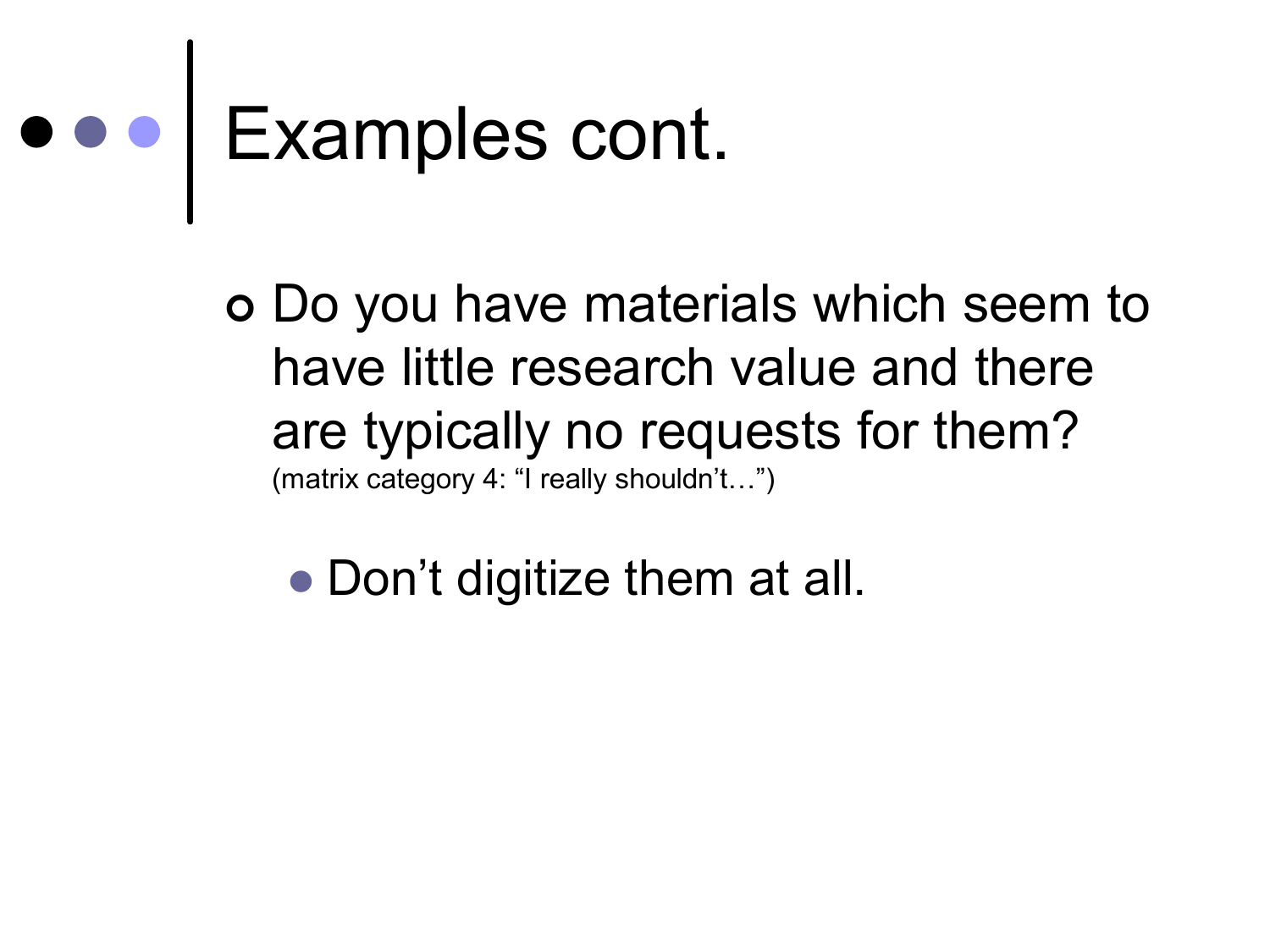# Examples cont.

- Do you have materials which seem to have little research value and there are typically no requests for them? (matrix category 4: “I really shouldn’t…”)
  - Don’t digitize them at all.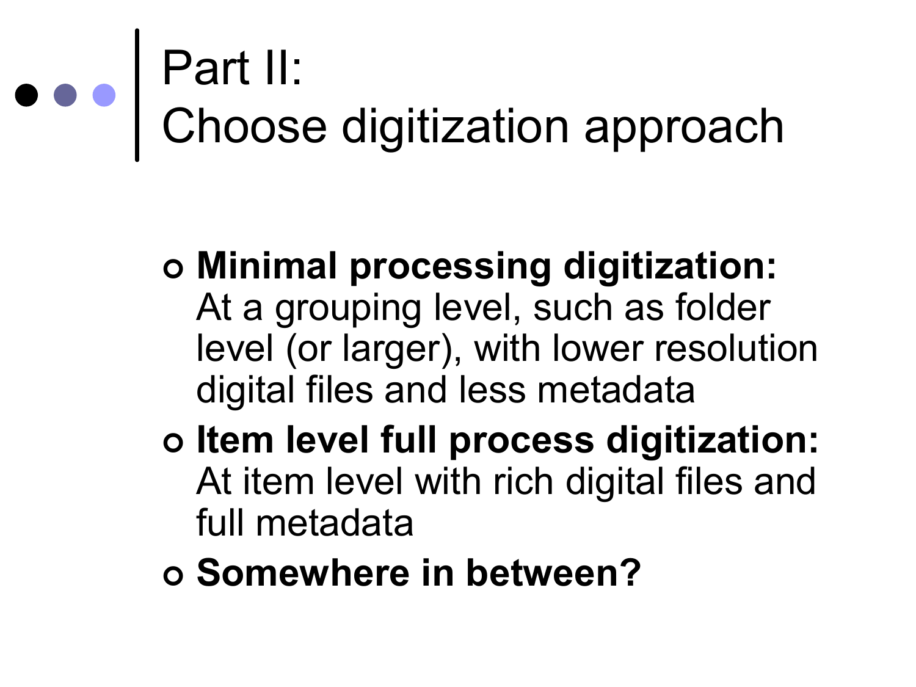# Part II: Choose digitization approach

- **Minimal processing digitization:** At a grouping level, such as folder level (or larger), with lower resolution digital files and less metadata
- **Item level full process digitization:** At item level with rich digital files and full metadata
- **Somewhere in between?**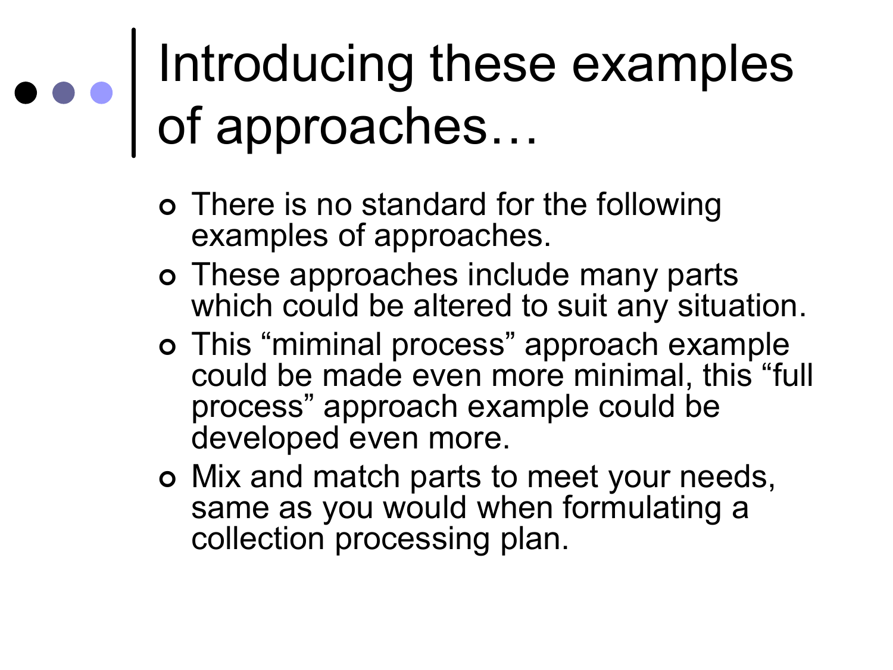# Introducing these examples of approaches…

- There is no standard for the following examples of approaches.
- These approaches include many parts which could be altered to suit any situation.
- This “miminal process” approach example could be made even more minimal, this “full process” approach example could be developed even more.
- Mix and match parts to meet your needs, same as you would when formulating a collection processing plan.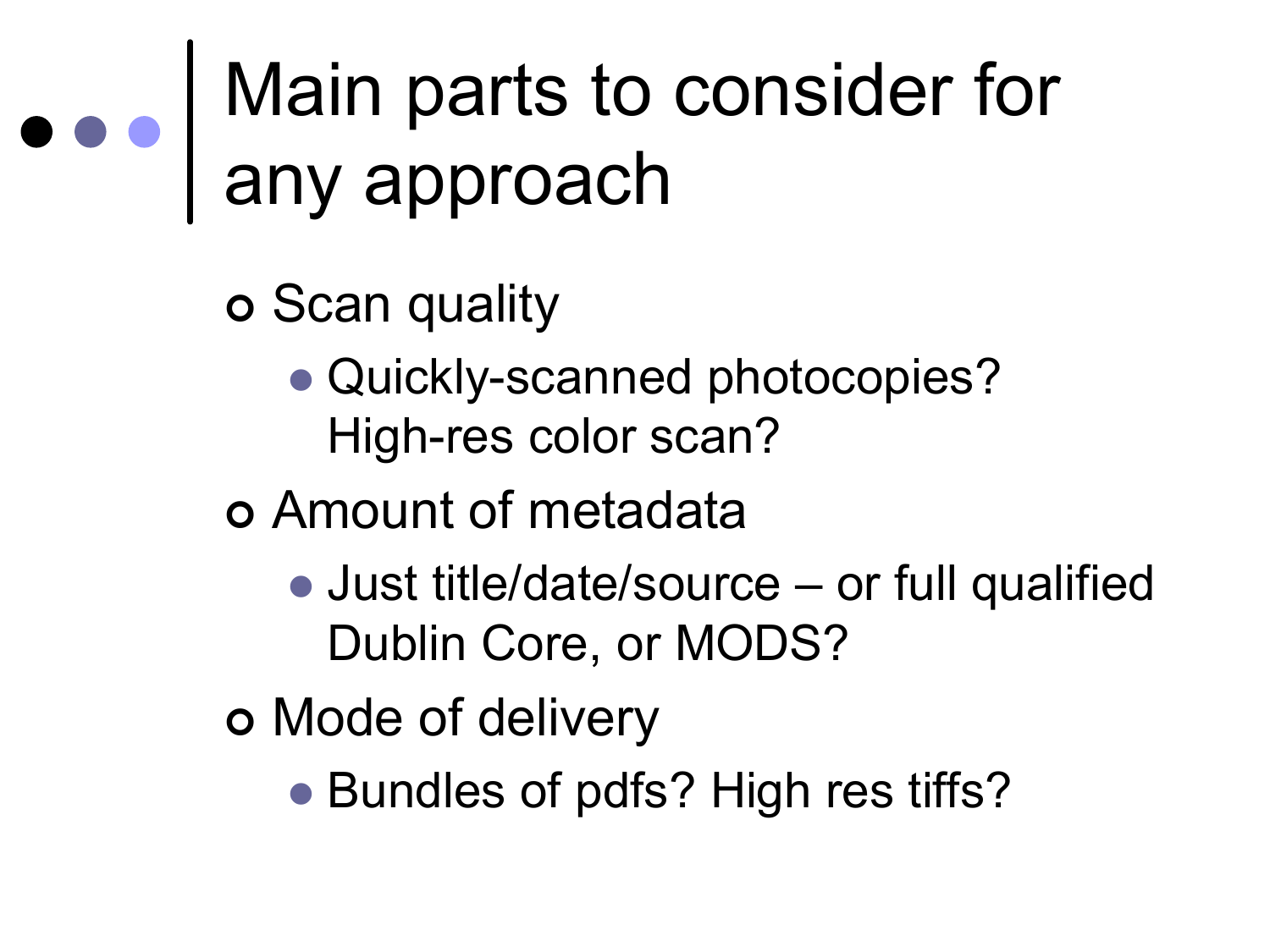# Main parts to consider for any approach

- Scan quality
  - Quickly-scanned photocopies? High-res color scan?
- Amount of metadata
  - Just title/date/source – or full qualified Dublin Core, or MODS?
- Mode of delivery
  - Bundles of pdfs? High res tiffs?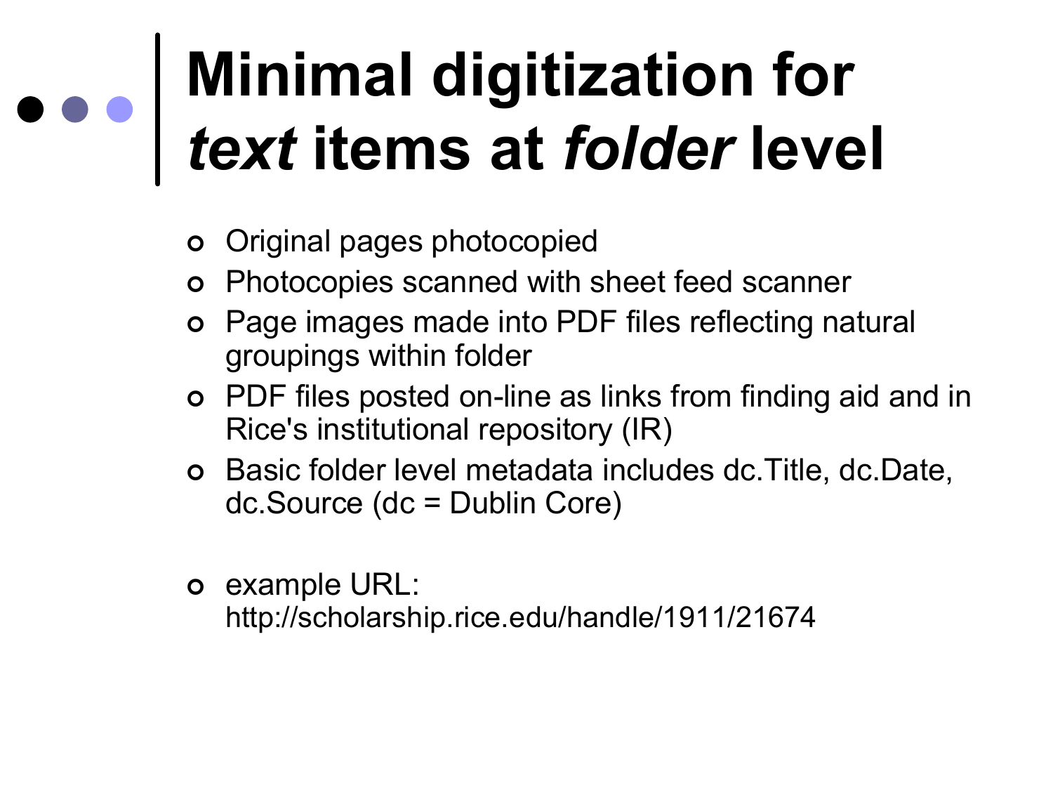# Minimal digitization for *text* items at *folder* level

- Original pages photocopied
- Photocopies scanned with sheet feed scanner
- Page images made into PDF files reflecting natural groupings within folder
- PDF files posted on-line as links from finding aid and in Rice's institutional repository (IR)
- Basic folder level metadata includes dc.Title, dc.Date, dc.Source (dc = Dublin Core)

- example URL: http://scholarship.rice.edu/handle/1911/21674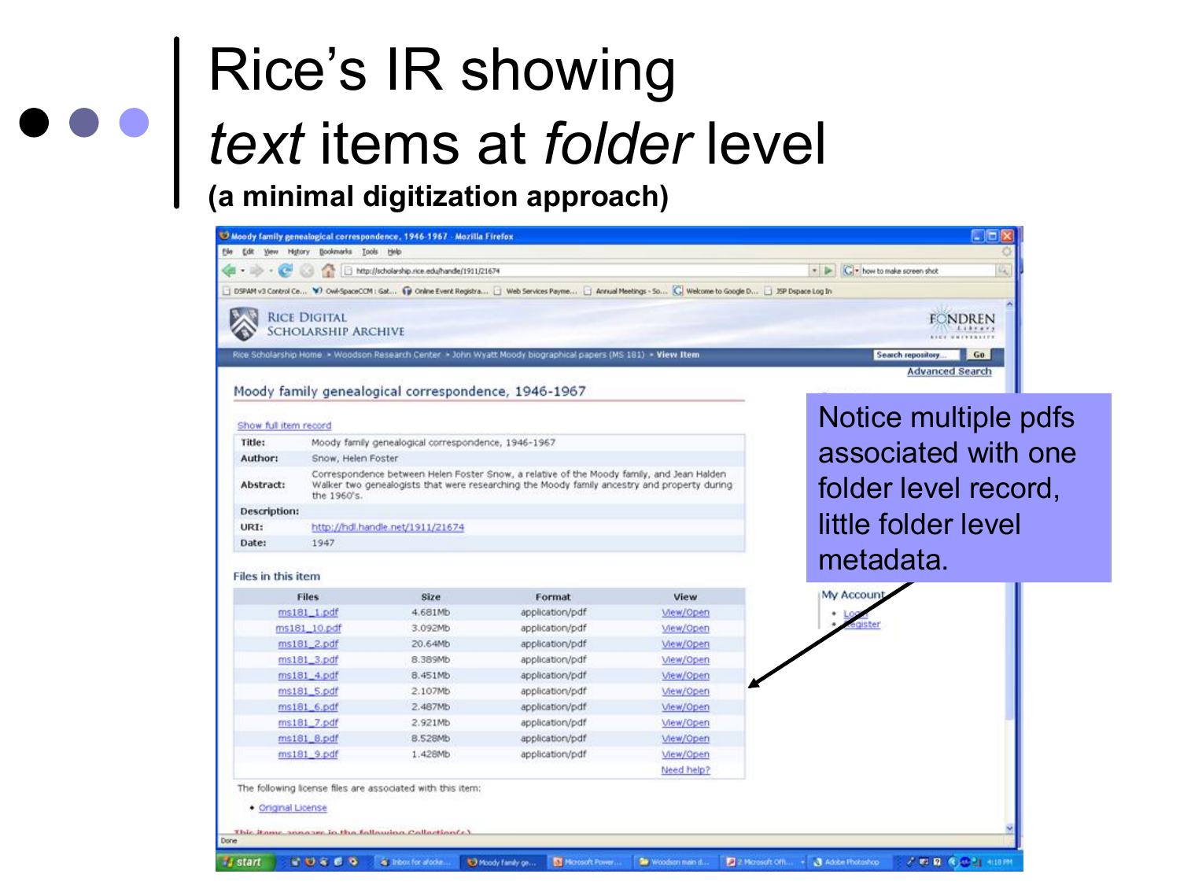# Rice's IR showing *text* items at *folder* level

**(a minimal digitization approach)**

RICE DIGITAL SCHOLARSHIP ARCHIVE

Rice Scholarship Home » Woodson Research Center » John Wyatt Moody biographical papers (MS 181) » View Item

## Moody family genealogical correspondence, 1946-1967

Show full item record

| | |
|---|---|
| **Title:** | Moody family genealogical correspondence, 1946-1967 |
| **Author:** | Snow, Helen Foster |
| **Abstract:** | Correspondence between Helen Foster Snow, a relative of the Moody family, and Jean Halden Walker two genealogists that were researching the Moody family ancestry and property during the 1960's. |
| **Description:** | |
| **URI:** | http://hdl.handle.net/1911/21674 |
| **Date:** | 1947 |

Files in this item

| Files | Size | Format | View |
|---|---|---|---|
| ms181_1.pdf | 4.681Mb | application/pdf | View/Open |
| ms181_10.pdf | 3.092Mb | application/pdf | View/Open |
| ms181_2.pdf | 20.64Mb | application/pdf | View/Open |
| ms181_3.pdf | 8.389Mb | application/pdf | View/Open |
| ms181_4.pdf | 8.451Mb | application/pdf | View/Open |
| ms181_5.pdf | 2.107Mb | application/pdf | View/Open |
| ms181_6.pdf | 2.487Mb | application/pdf | View/Open |
| ms181_7.pdf | 2.921Mb | application/pdf | View/Open |
| ms181_8.pdf | 8.528Mb | application/pdf | View/Open |
| ms181_9.pdf | 1.428Mb | application/pdf | View/Open |

Need help?

The following license files are associated with this item:

- Original License

Notice multiple pdfs associated with one folder level record, little folder level metadata.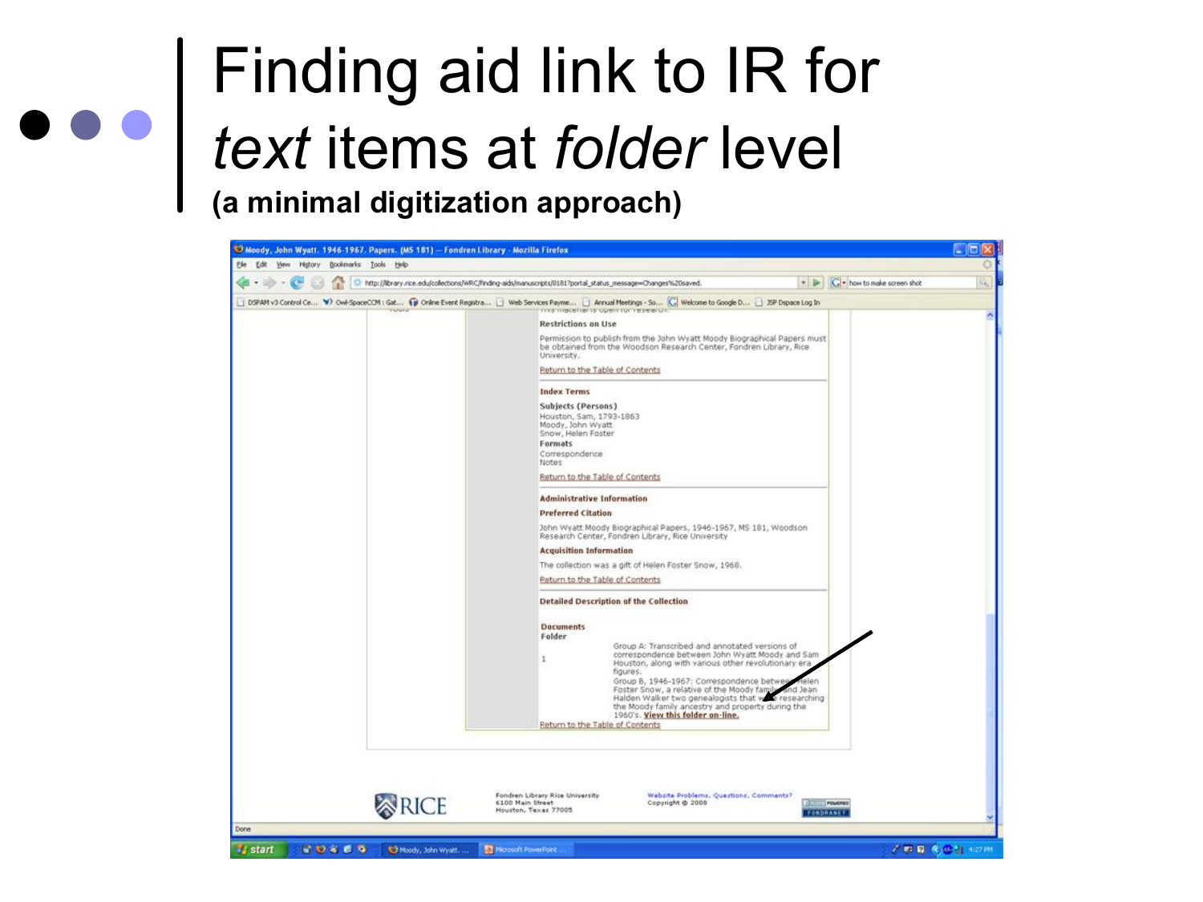# Finding aid link to IR for *text* items at *folder* level

**(a minimal digitization approach)**

Restrictions on Use

Permission to publish from the John Wyatt Moody Biographical Papers must be obtained from the Woodson Research Center, Fondren Library, Rice University.

Return to the Table of Contents

Index Terms

Subjects (Persons)

Houston, Sam, 1793-1863
Moody, John Wyatt
Snow, Helen Foster

Formats

Correspondence
Notes

Return to the Table of Contents

Administrative Information

Preferred Citation

John Wyatt Moody Biographical Papers, 1946-1967, MS 181, Woodson Research Center, Fondren Library, Rice University

Acquisition Information

The collection was a gift of Helen Foster Snow, 1968.

Return to the Table of Contents

Detailed Description of the Collection

Documents
Folder

1 — Group A: Transcribed and annotated versions of correspondence between John Wyatt Moody and Sam Houston, along with various other revolutionary era figures.
Group B, 1946-1967: Correspondence between Helen Foster Snow, a relative of the Moody family, and Jean Halden Walker two genealogists that were researching the Moody family ancestry and property during the 1960's. **View this folder on-line.**

Return to the Table of Contents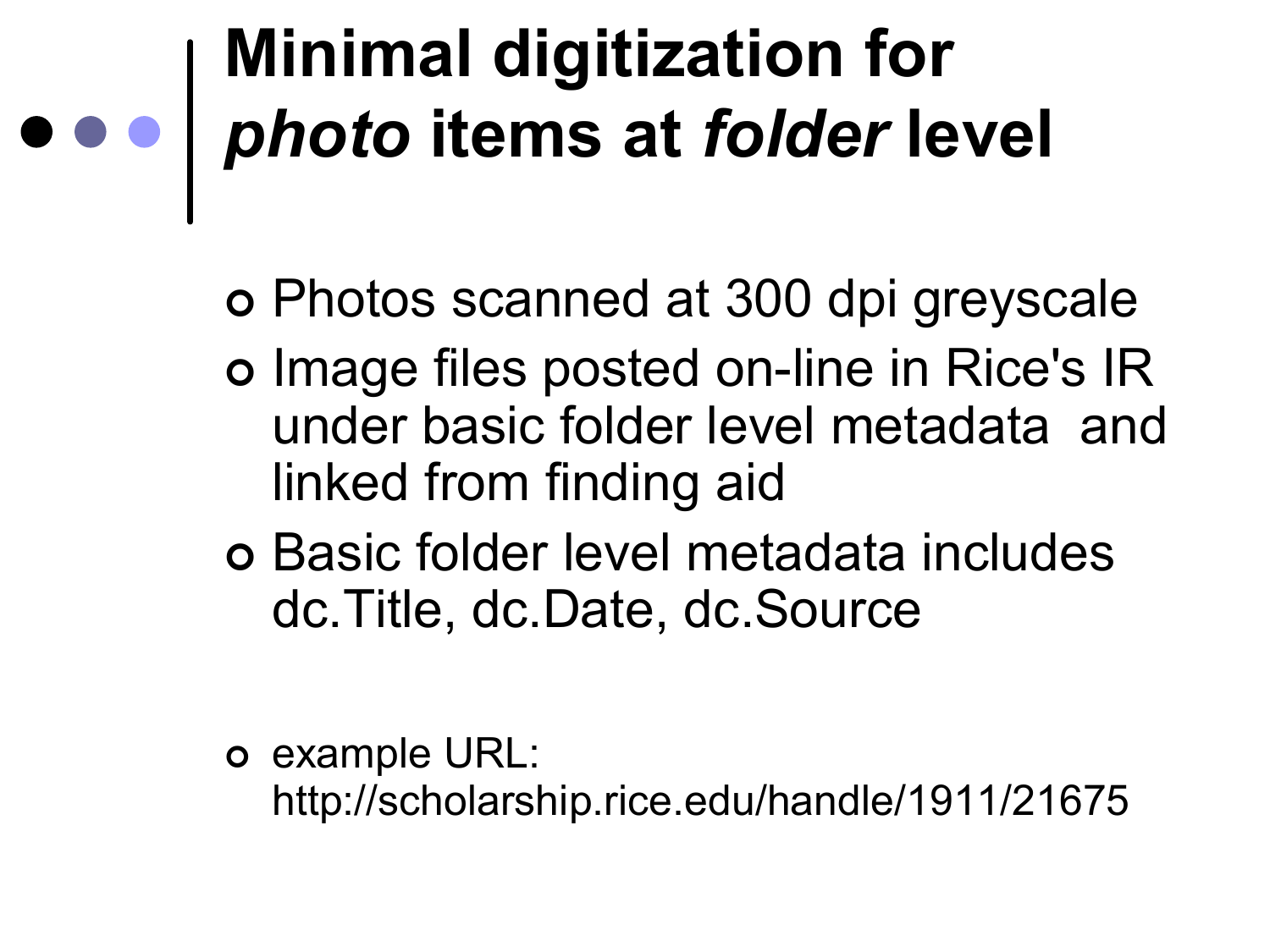# Minimal digitization for *photo* items at *folder* level

- Photos scanned at 300 dpi greyscale
- Image files posted on-line in Rice's IR under basic folder level metadata and linked from finding aid
- Basic folder level metadata includes dc.Title, dc.Date, dc.Source
- example URL: http://scholarship.rice.edu/handle/1911/21675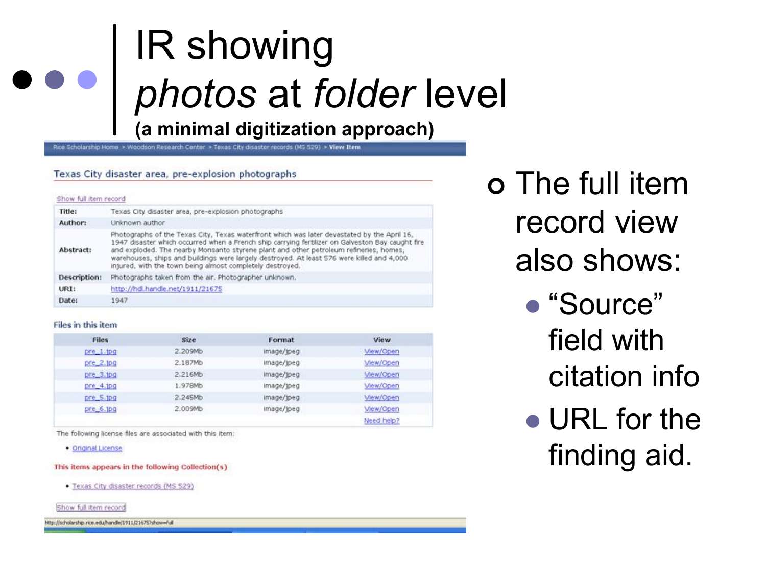# IR showing *photos* at *folder* level

**(a minimal digitization approach)**

Rice Scholarship Home > Woodson Research Center > Texas City disaster records (MS 529) > **View Item**

## Texas City disaster area, pre-explosion photographs

Show full item record

| | |
|---|---|
| **Title:** | Texas City disaster area, pre-explosion photographs |
| **Author:** | Unknown author |
| **Abstract:** | Photographs of the Texas City, Texas waterfront which was later devastated by the April 16, 1947 disaster which occurred when a French ship carrying fertilizer on Galveston Bay caught fire and exploded. The nearby Monsanto styrene plant and other petroleum refineries, homes, warehouses, ships and buildings were largely destroyed. At least 576 were killed and 4,000 injured, with the town being almost completely destroyed. |
| **Description:** | Photographs taken from the air. Photographer unknown. |
| **URI:** | http://hdl.handle.net/1911/21675 |
| **Date:** | 1947 |

Files in this item

| Files | Size | Format | View |
|---|---|---|---|
| pre_1.jpg | 2.209Mb | image/jpeg | View/Open |
| pre_2.jpg | 2.187Mb | image/jpeg | View/Open |
| pre_3.jpg | 2.216Mb | image/jpeg | View/Open |
| pre_4.jpg | 1.978Mb | image/jpeg | View/Open |
| pre_5.jpg | 2.245Mb | image/jpeg | View/Open |
| pre_6.jpg | 2.009Mb | image/jpeg | View/Open |
| | | | Need help? |

The following license files are associated with this item:

- Original License

This items appears in the following Collection(s)

- Texas City disaster records (MS 529)

Show full item record

http://scholarship.rice.edu/handle/1911/21675?show=full

- The full item record view also shows:
  - "Source" field with citation info
  - URL for the finding aid.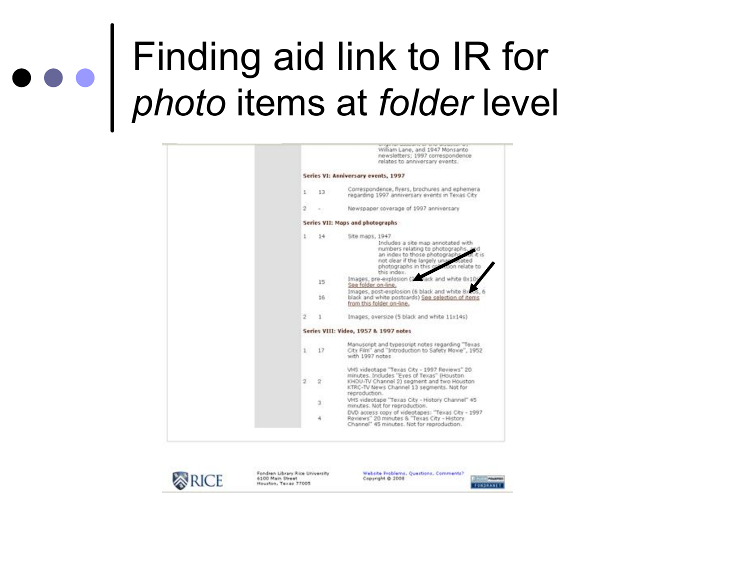# Finding aid link to IR for *photo* items at *folder* level

William Lane, and 1947 Monsanto newsletters; 1997 correspondence relates to anniversary events.

**Series VI: Anniversary events, 1997**

| Box | Folder | Description |
| --- | --- | --- |
| 1 | 13 | Correspondence, flyers, brochures and ephemera regarding 1997 anniversary events in Texas City |
| 2 | - | Newspaper coverage of 1997 anniversary |

**Series VII: Maps and photographs**

| Box | Folder | Description |
| --- | --- | --- |
| 1 | 14 | Site maps, 1947. Includes a site map annotated with numbers relating to photographs and an index to those photographs, but it is not clear if the largely unannotated photographs in this collection relate to this index. |
| | 15 | Images, pre-explosion (2 black and white 8x10s) See folder on-line. |
| | 16 | Images, post-explosion (6 black and white 8x10s, 6 black and white postcards) See selection of items from this folder on-line. |
| 2 | 1 | Images, oversize (5 black and white 11x14s) |

**Series VIII: Video, 1957 & 1997 notes**

| Box | Folder | Description |
| --- | --- | --- |
| 1 | 17 | Manuscript and typescript notes regarding "Texas City Film" and "Introduction to Safety Movie", 1952 with 1997 notes |
| 2 | 2 | VHS videotape "Texas City - 1997 Reviews" 20 minutes. Includes "Eyes of Texas" (Houston KHOU-TV Channel 2) segment and two Houston KTRC-TV News Channel 13 segments. Not for reproduction. |
| | 3 | VHS videotape "Texas City - History Channel" 45 minutes. Not for reproduction. |
| | 4 | DVD access copy of videotapes: "Texas City - 1997 Reviews" 20 minutes & "Texas City - History Channel" 45 minutes. Not for reproduction. |

RICE

Fondren Library Rice University
6100 Main Street
Houston, Texas 77005

Website Problems, Questions, Comments?
Copyright © 2008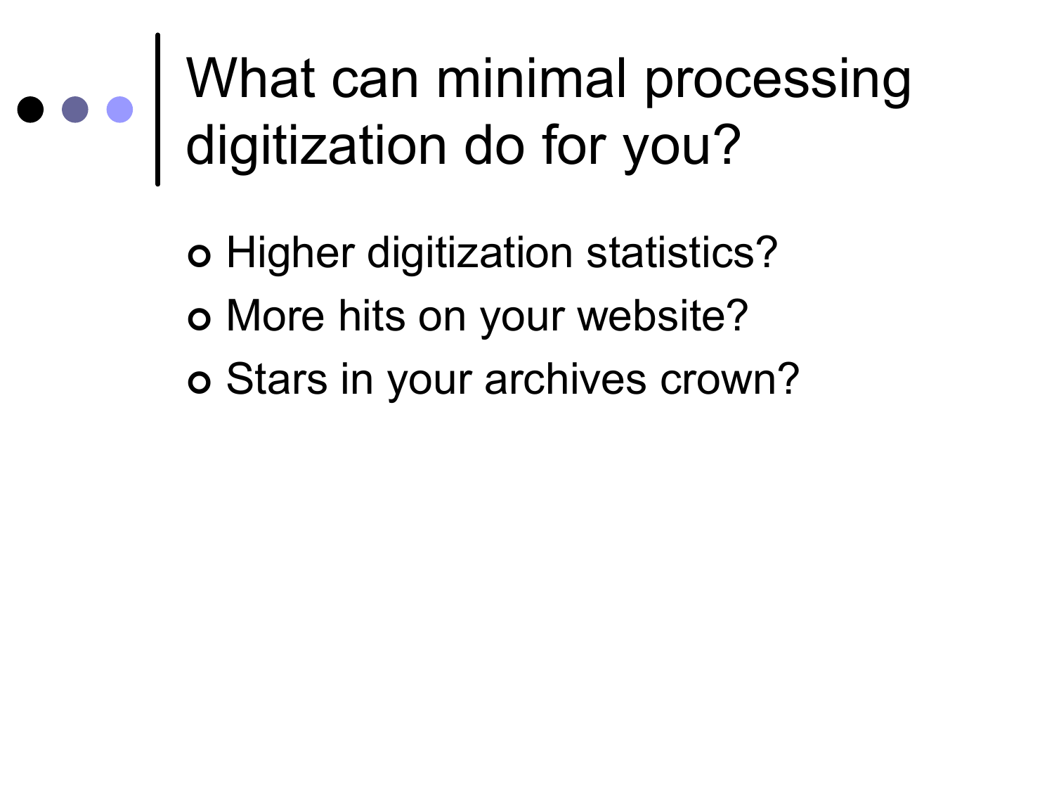# What can minimal processing digitization do for you?

- Higher digitization statistics?
- More hits on your website?
- Stars in your archives crown?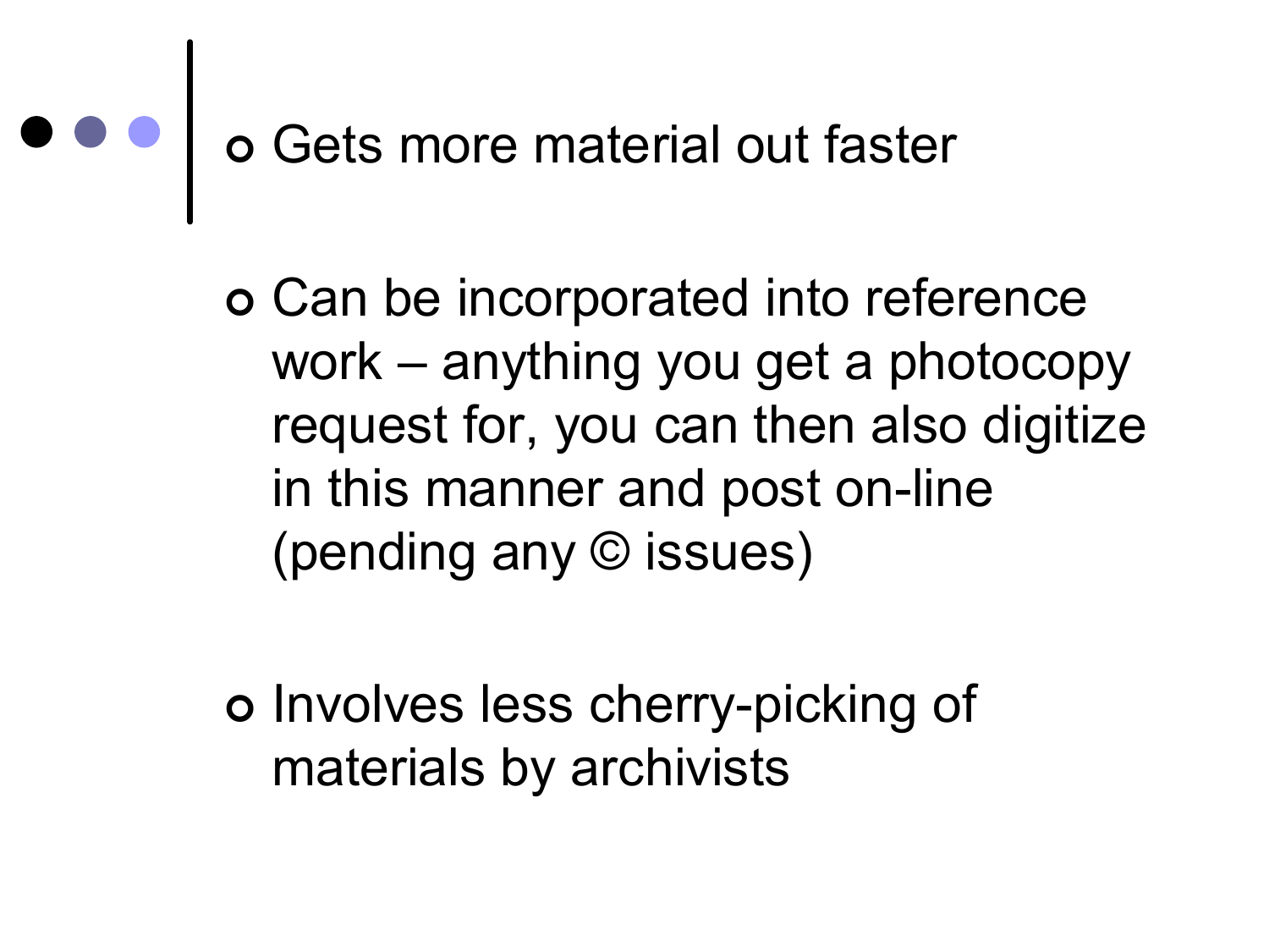- Gets more material out faster
- Can be incorporated into reference work – anything you get a photocopy request for, you can then also digitize in this manner and post on-line (pending any © issues)
- Involves less cherry-picking of materials by archivists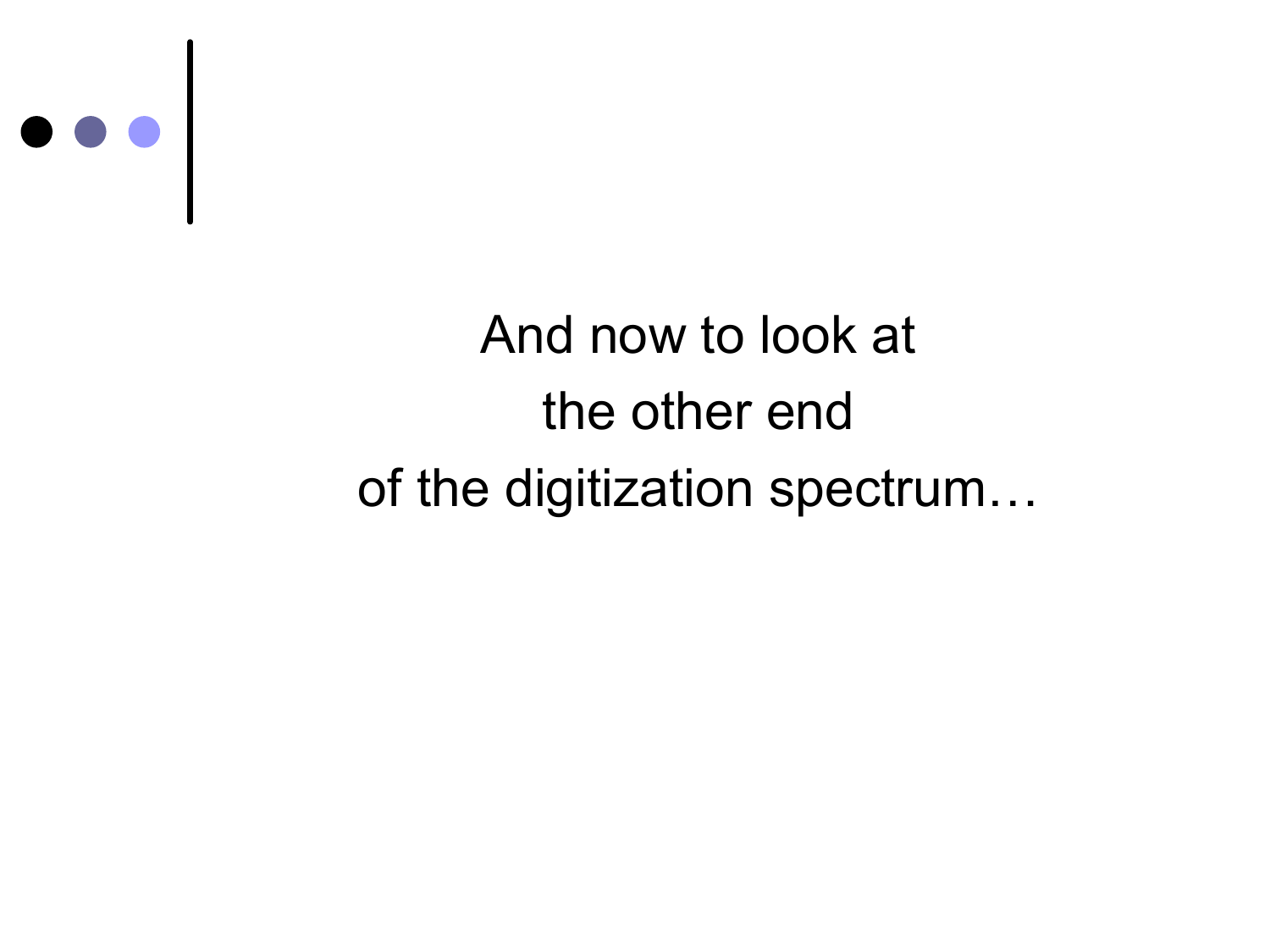And now to look at

the other end

of the digitization spectrum…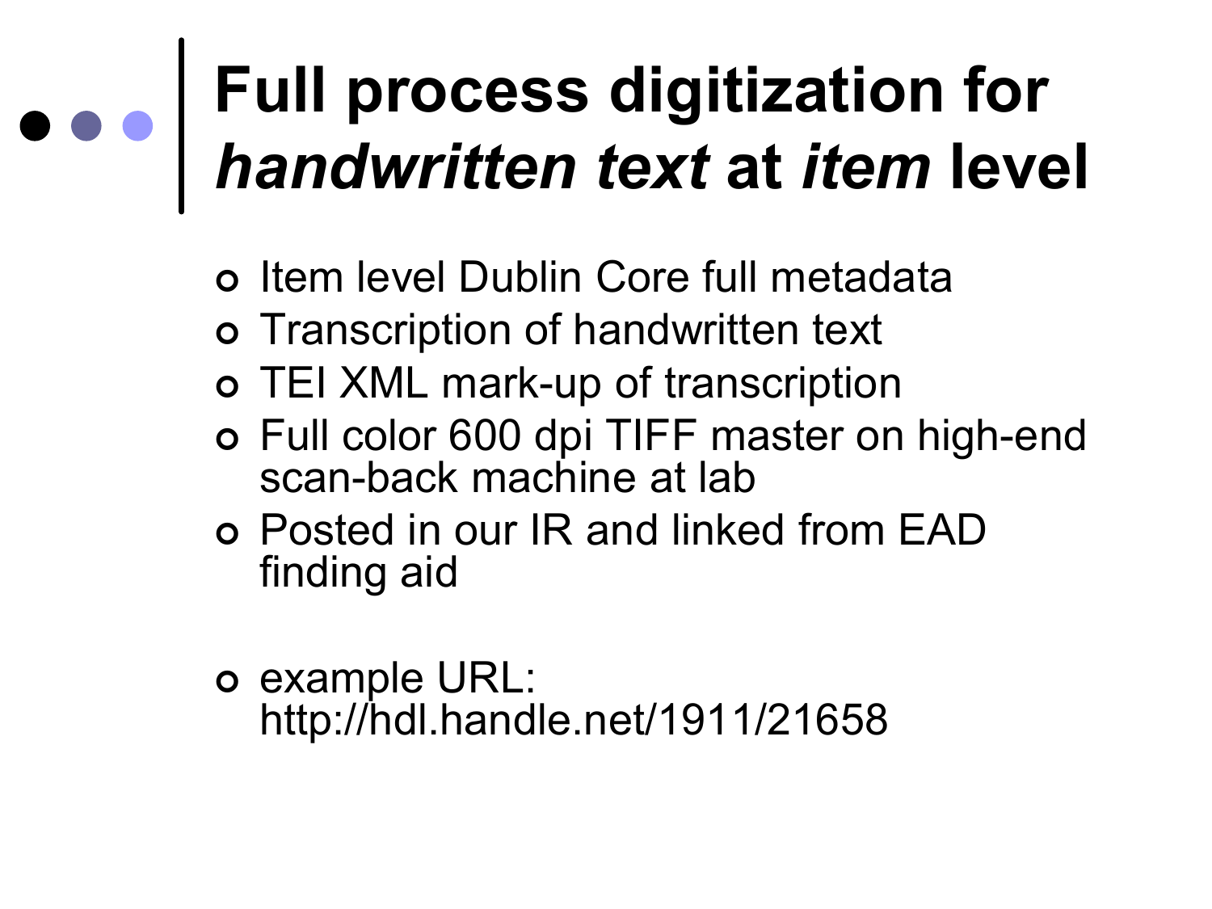# Full process digitization for *handwritten text* at *item* level

- Item level Dublin Core full metadata
- Transcription of handwritten text
- TEI XML mark-up of transcription
- Full color 600 dpi TIFF master on high-end scan-back machine at lab
- Posted in our IR and linked from EAD finding aid

- example URL: http://hdl.handle.net/1911/21658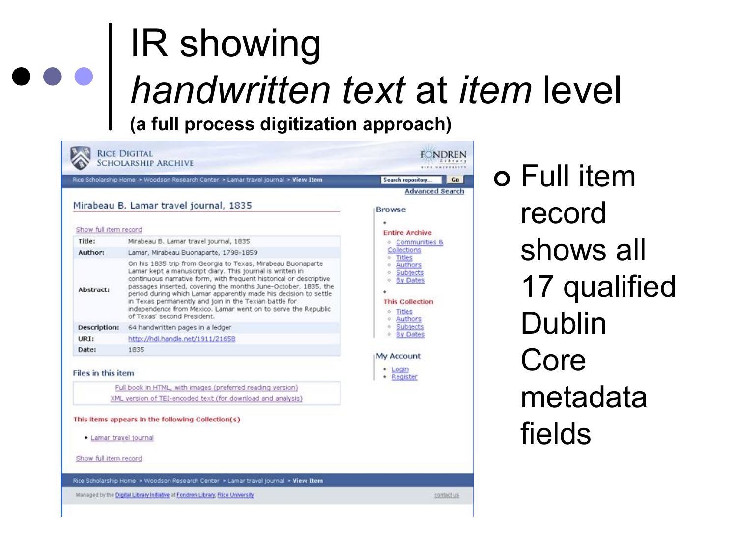# IR showing *handwritten text* at *item* level

**(a full process digitization approach)**

RICE DIGITAL SCHOLARSHIP ARCHIVE

FONDREN Library RICE UNIVERSITY

Rice Scholarship Home > Woodson Research Center > Lamar travel journal > **View Item**

Search repository... Go

Advanced Search

## Mirabeau B. Lamar travel journal, 1835

Show full item record

| | |
|---|---|
| **Title:** | Mirabeau B. Lamar travel journal, 1835 |
| **Author:** | Lamar, Mirabeau Buonaparte, 1798-1859 |
| **Abstract:** | On his 1835 trip from Georgia to Texas, Mirabeau Buonaparte Lamar kept a manuscript diary. This journal is written in continuous narrative form, with frequent historical or descriptive passages inserted, covering the months June-October, 1835, the period during which Lamar apparently made his decision to settle in Texas permanently and join in the Texian battle for independence from Mexico. Lamar went on to serve the Republic of Texas' second President. |
| **Description:** | 64 handwritten pages in a ledger |
| **URI:** | http://hdl.handle.net/1911/21658 |
| **Date:** | 1835 |

Files in this item

- Full book in HTML, with images (preferred reading version)
- XML version of TEI-encoded text (for download and analysis)

This items appears in the following Collection(s)

- Lamar travel journal

Show full item record

Browse

- Entire Archive
  - Communities & Collections
  - Titles
  - Authors
  - Subjects
  - By Dates
- This Collection
  - Titles
  - Authors
  - Subjects
  - By Dates

My Account

- Login
- Register

Rice Scholarship Home > Woodson Research Center > Lamar travel journal > **View Item**

Managed by the Digital Library Initiative at Fondren Library, Rice University — contact us

- Full item record shows all 17 qualified Dublin Core metadata fields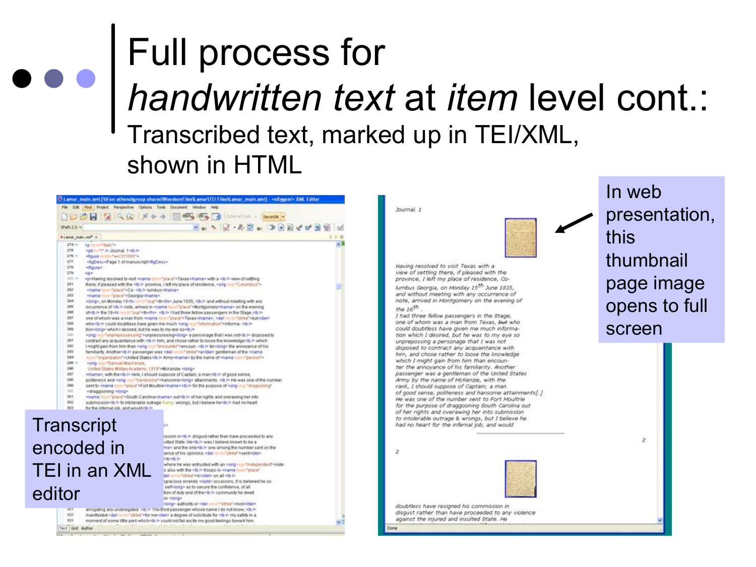# Full process for *handwritten text* at *item* level cont.:

Transcribed text, marked up in TEI/XML, shown in HTML

Transcript encoded in TEI in an XML editor

In web presentation, this thumbnail page image opens to full screen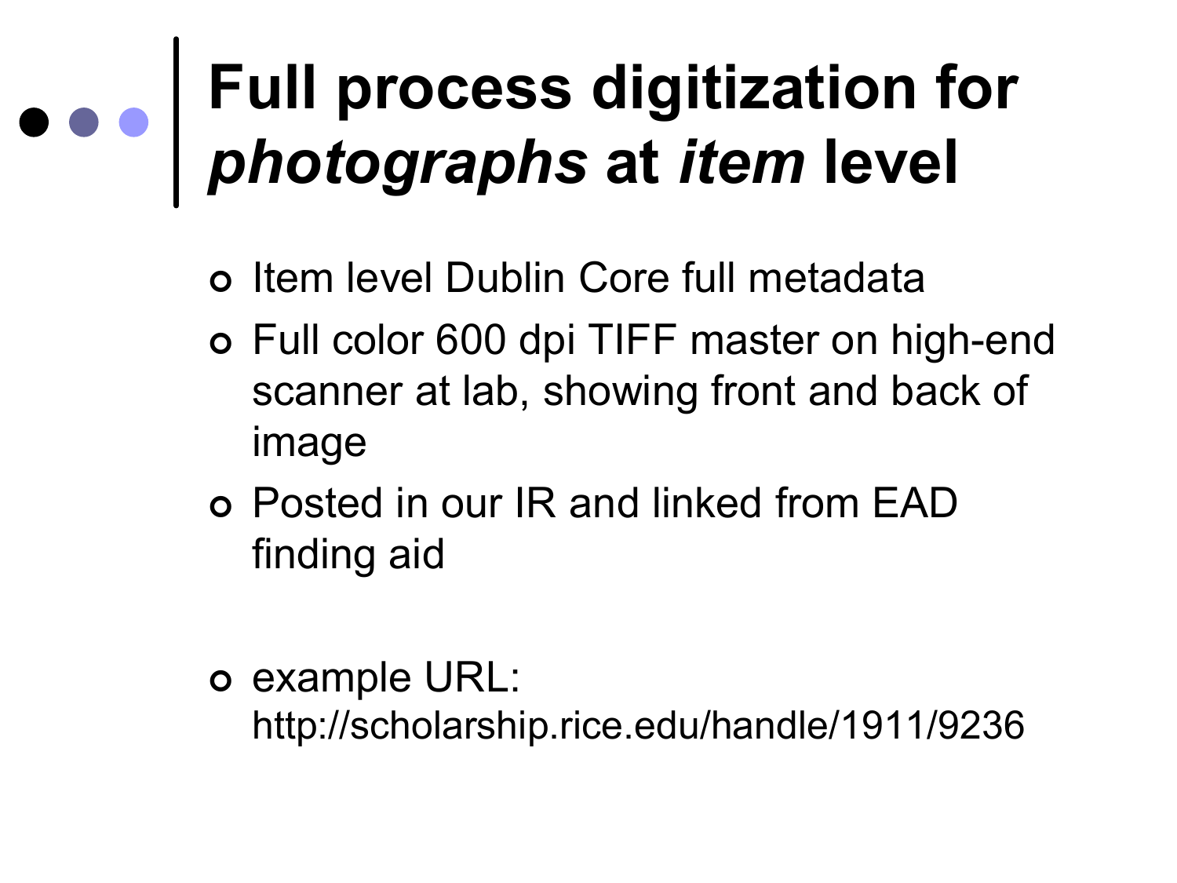# Full process digitization for *photographs* at *item* level

- Item level Dublin Core full metadata
- Full color 600 dpi TIFF master on high-end scanner at lab, showing front and back of image
- Posted in our IR and linked from EAD finding aid
- example URL: http://scholarship.rice.edu/handle/1911/9236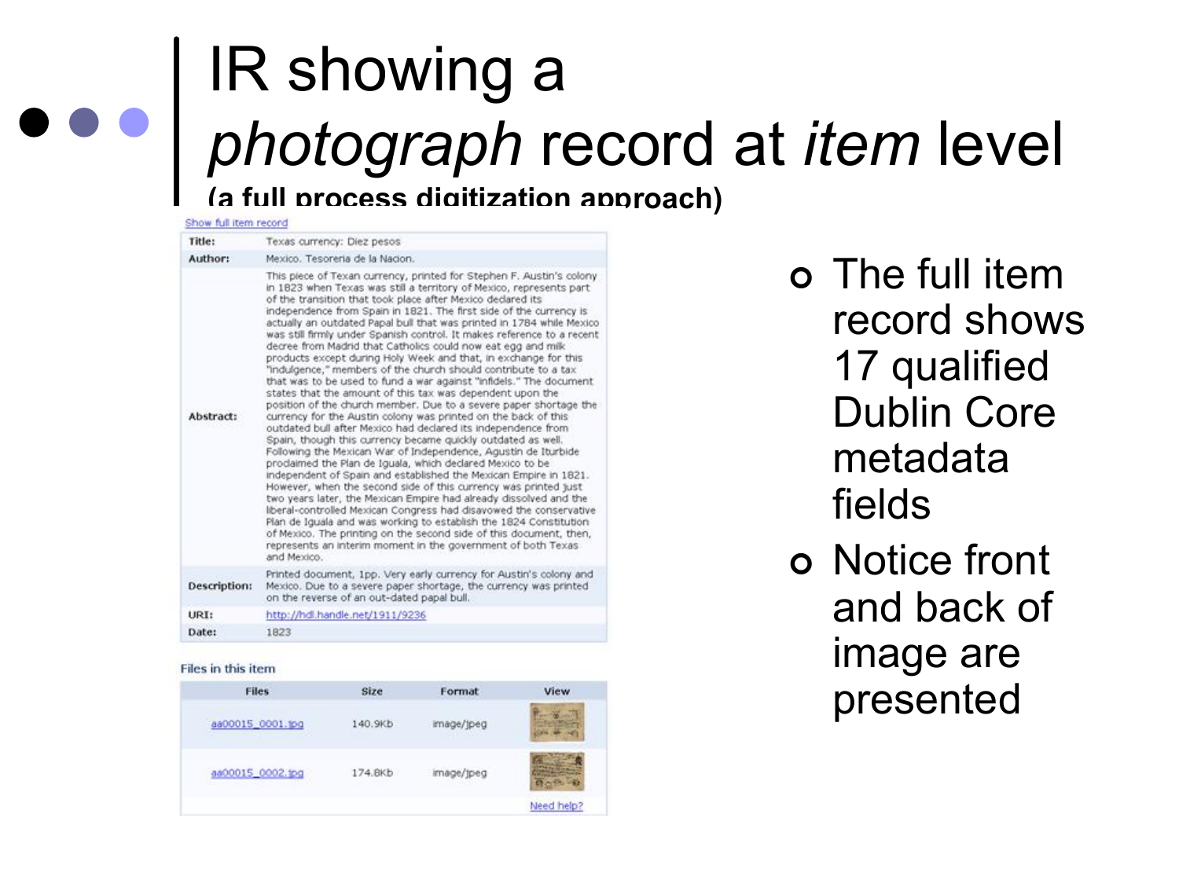# IR showing a *photograph* record at *item* level

**(a full process digitization approach)**

Show full item record

| | |
|---|---|
| **Title:** | Texas currency: Diez pesos |
| **Author:** | Mexico. Tesoreria de la Nacion. |
| **Abstract:** | This piece of Texan currency, printed for Stephen F. Austin's colony in 1823 when Texas was still a territory of Mexico, represents part of the transition that took place after Mexico declared its independence from Spain in 1821. The first side of the currency is actually an outdated Papal bull that was printed in 1784 while Mexico was still firmly under Spanish control. It makes reference to a recent decree from Madrid that Catholics could now eat egg and milk products except during Holy Week and that, in exchange for this "indulgence," members of the church should contribute to a tax that was to be used to fund a war against "infidels." The document states that the amount of this tax was dependent upon the position of the church member. Due to a severe paper shortage the currency for the Austin colony was printed on the back of this outdated bull after Mexico had declared its independence from Spain, though this currency became quickly outdated as well. Following the Mexican War of Independence, Agustin de Iturbide proclaimed the Plan de Iguala, which declared Mexico to be independent of Spain and established the Mexican Empire in 1821. However, when the second side of this currency was printed just two years later, the Mexican Empire had already dissolved and the liberal-controlled Mexican Congress had disavowed the conservative Plan de Iguala and was working to establish the 1824 Constitution of Mexico. The printing on the second side of this document, then, represents an interim moment in the government of both Texas and Mexico. |
| **Description:** | Printed document, 1pp. Very early currency for Austin's colony and Mexico. Due to a severe paper shortage, the currency was printed on the reverse of an out-dated papal bull. |
| **URI:** | http://hdl.handle.net/1911/9236 |
| **Date:** | 1823 |

Files in this item

| Files | Size | Format | View |
|---|---|---|---|
| aa00015_0001.jpg | 140.9Kb | image/jpeg | |
| aa00015_0002.jpg | 174.8Kb | image/jpeg | |

Need help?

- The full item record shows 17 qualified Dublin Core metadata fields
- Notice front and back of image are presented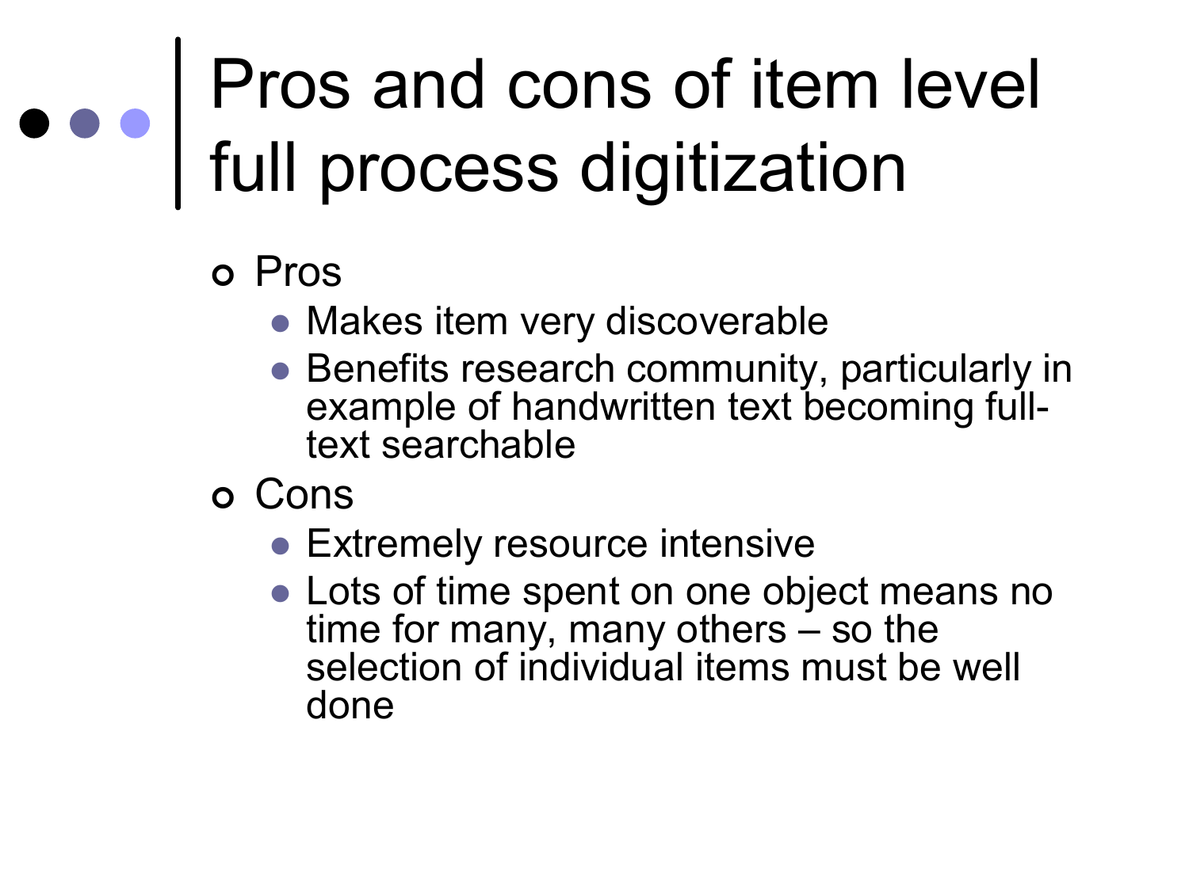# Pros and cons of item level full process digitization

- Pros
  - Makes item very discoverable
  - Benefits research community, particularly in example of handwritten text becoming full-text searchable
- Cons
  - Extremely resource intensive
  - Lots of time spent on one object means no time for many, many others – so the selection of individual items must be well done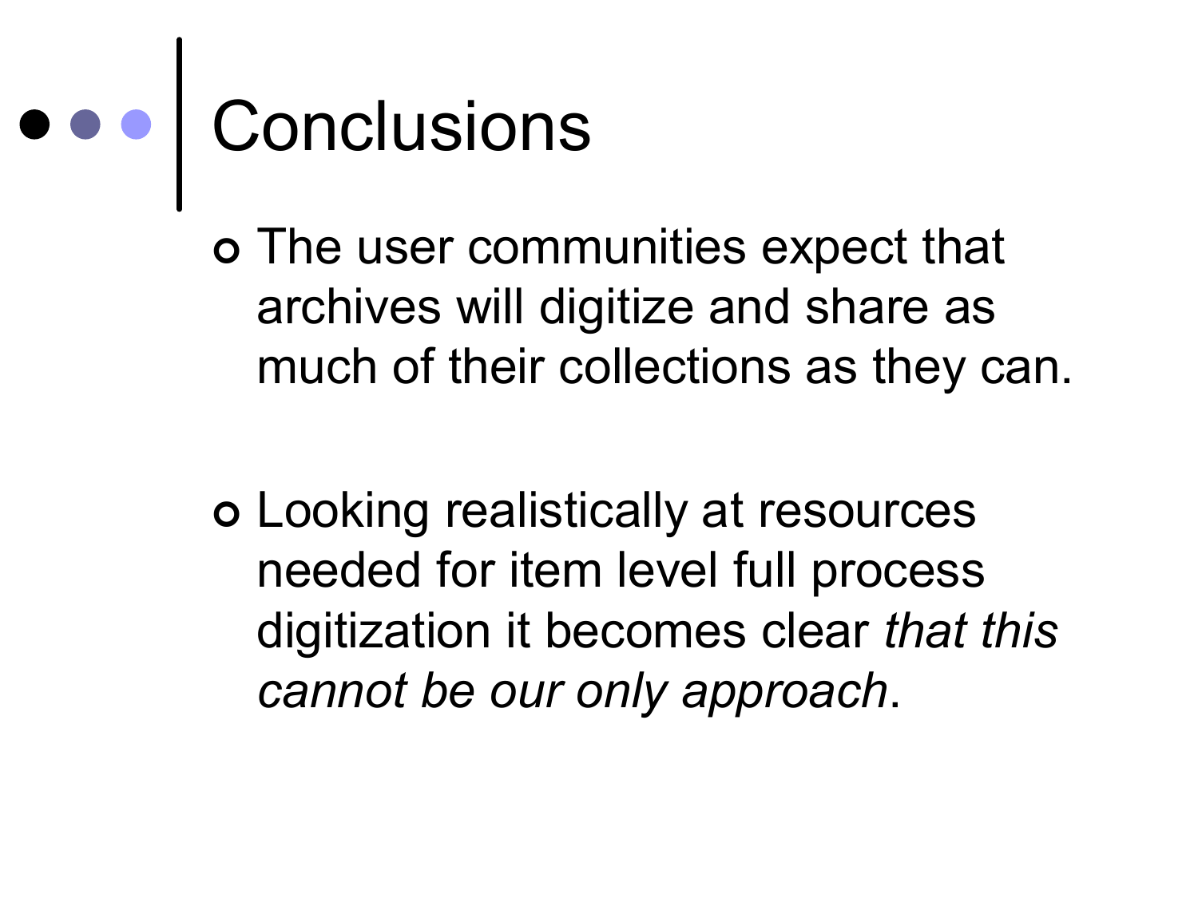# Conclusions

- The user communities expect that archives will digitize and share as much of their collections as they can.
- Looking realistically at resources needed for item level full process digitization it becomes clear *that this cannot be our only approach*.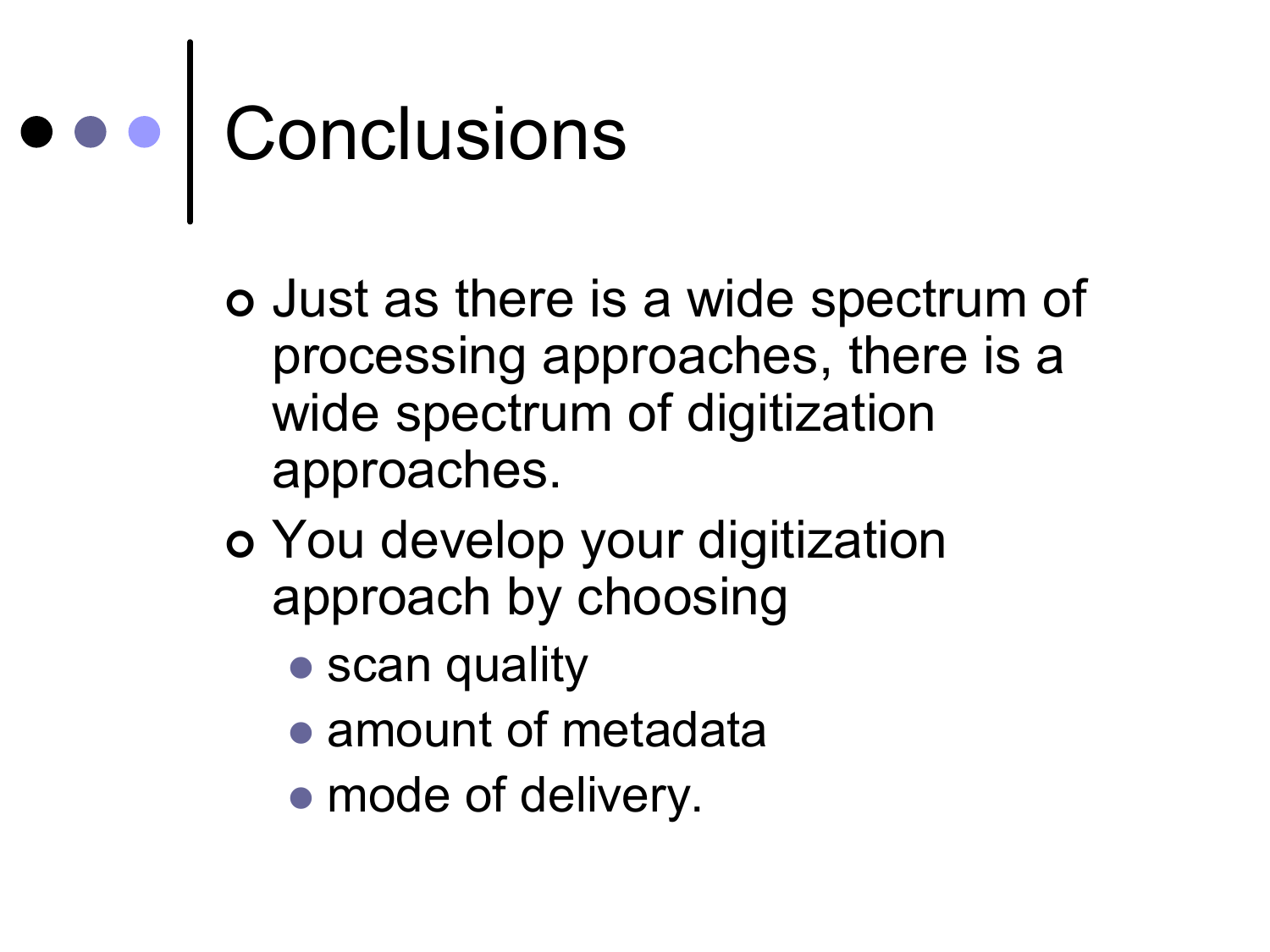# Conclusions

- Just as there is a wide spectrum of processing approaches, there is a wide spectrum of digitization approaches.
- You develop your digitization approach by choosing
  - scan quality
  - amount of metadata
  - mode of delivery.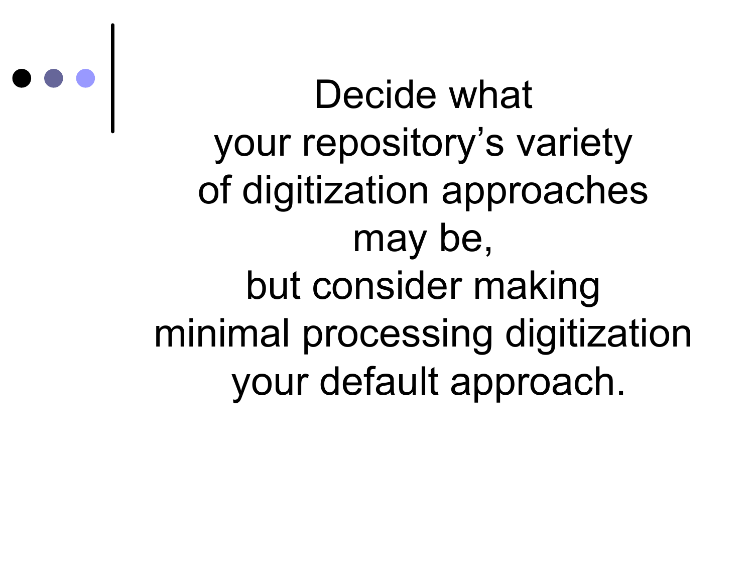Decide what
your repository's variety
of digitization approaches
may be,
but consider making
minimal processing digitization
your default approach.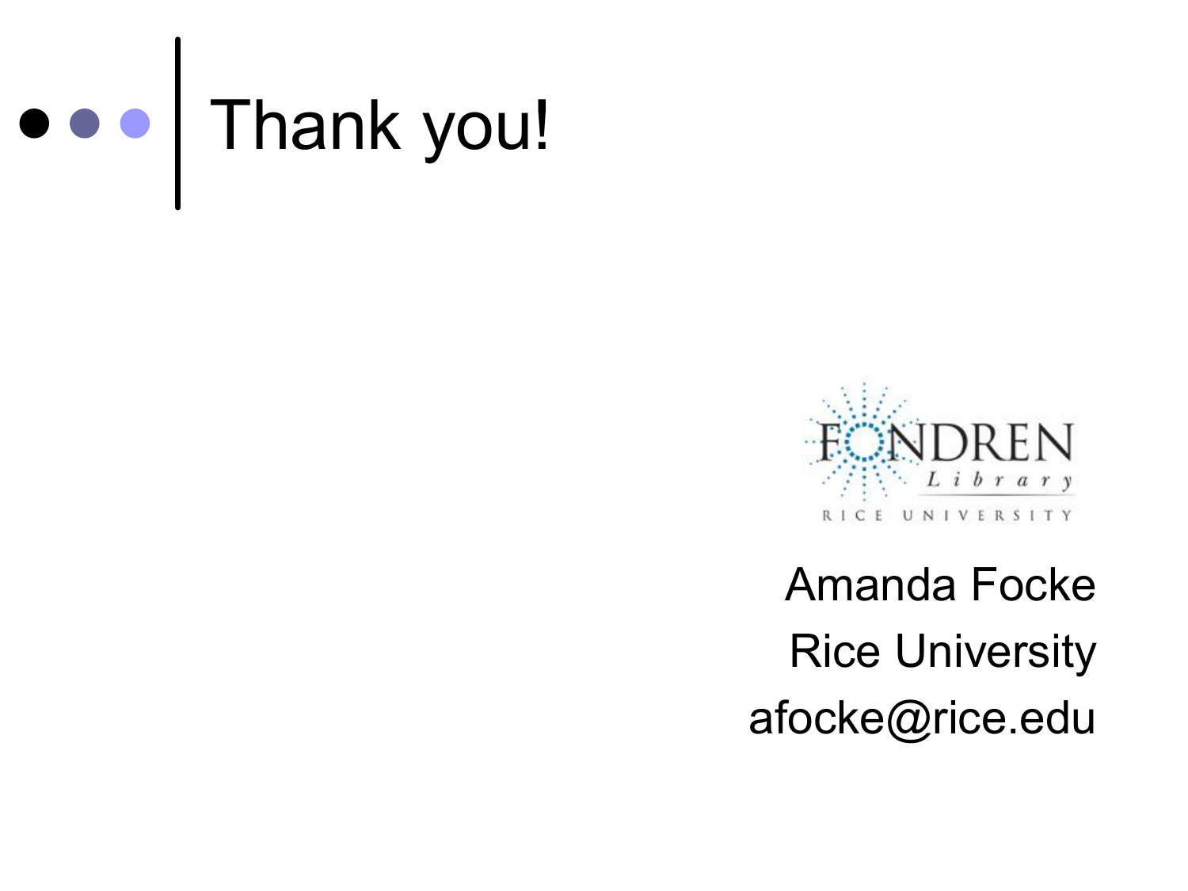# Thank you!

FONDREN Library

RICE UNIVERSITY

Amanda Focke

Rice University

afocke@rice.edu